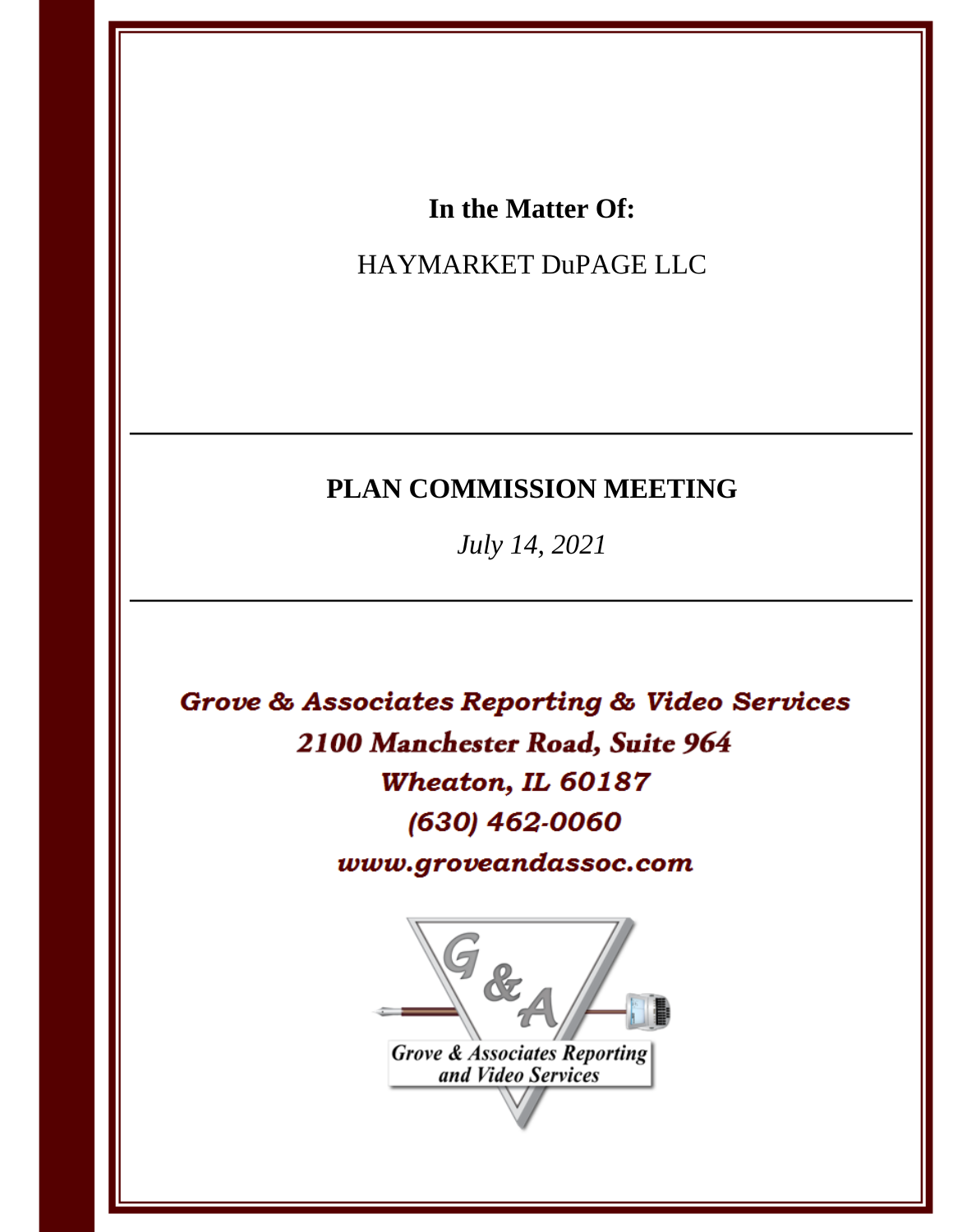**In the Matter Of:**

HAYMARKET DuPAGE LLC

---

**PLAN COMMISSION MEETING**

*July 14, 2021*

---

***Grove & Associates Reporting & Video Services***
***2100 Manchester Road, Suite 964***
***Wheaton, IL 60187***
***(630) 462-0060***
***www.groveandassoc.com***

Grove & Associates Reporting and Video Services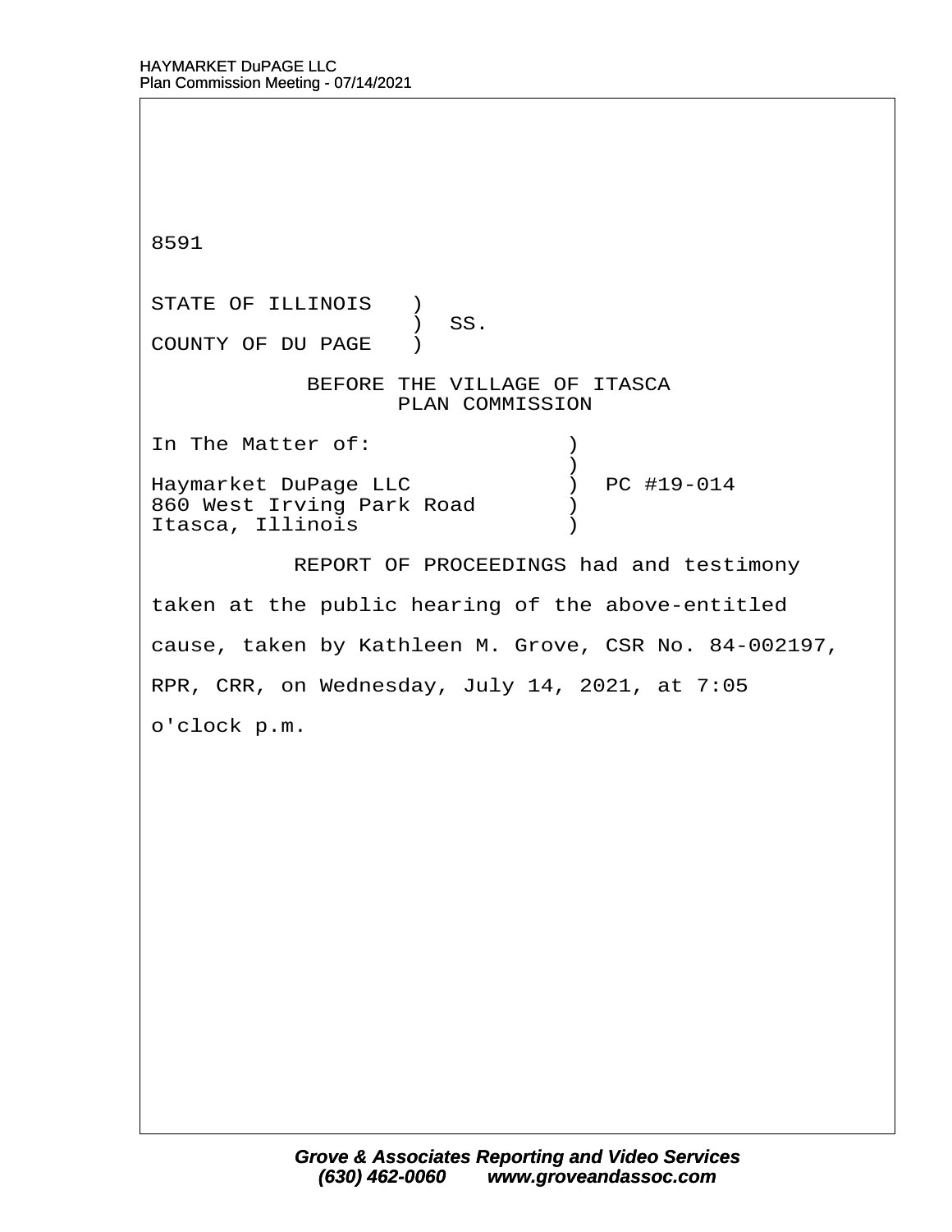8591

STATE OF ILLINOIS )
) SS.
COUNTY OF DU PAGE )

BEFORE THE VILLAGE OF ITASCA
PLAN COMMISSION

In The Matter of: )
)
Haymarket DuPage LLC ) PC #19-014
860 West Irving Park Road )
Itasca, Illinois )

REPORT OF PROCEEDINGS had and testimony taken at the public hearing of the above-entitled cause, taken by Kathleen M. Grove, CSR No. 84-002197, RPR, CRR, on Wednesday, July 14, 2021, at 7:05 o'clock p.m.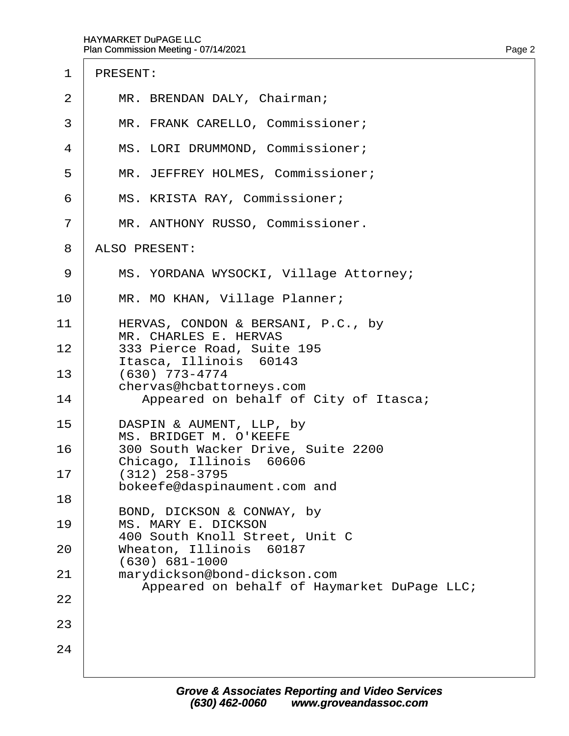PRESENT:

MR. BRENDAN DALY, Chairman;

MR. FRANK CARELLO, Commissioner;

MS. LORI DRUMMOND, Commissioner;

MR. JEFFREY HOLMES, Commissioner;

MS. KRISTA RAY, Commissioner;

MR. ANTHONY RUSSO, Commissioner.

ALSO PRESENT:

MS. YORDANA WYSOCKI, Village Attorney;

MR. MO KHAN, Village Planner;

HERVAS, CONDON & BERSANI, P.C., by
MR. CHARLES E. HERVAS
333 Pierce Road, Suite 195
Itasca, Illinois 60143
(630) 773-4774
chervas@hcbattorneys.com
Appeared on behalf of City of Itasca;

DASPIN & AUMENT, LLP, by
MS. BRIDGET M. O'KEEFE
300 South Wacker Drive, Suite 2200
Chicago, Illinois 60606
(312) 258-3795
bokeefe@daspinaument.com and

BOND, DICKSON & CONWAY, by
MS. MARY E. DICKSON
400 South Knoll Street, Unit C
Wheaton, Illinois 60187
(630) 681-1000
marydickson@bond-dickson.com
Appeared on behalf of Haymarket DuPage LLC;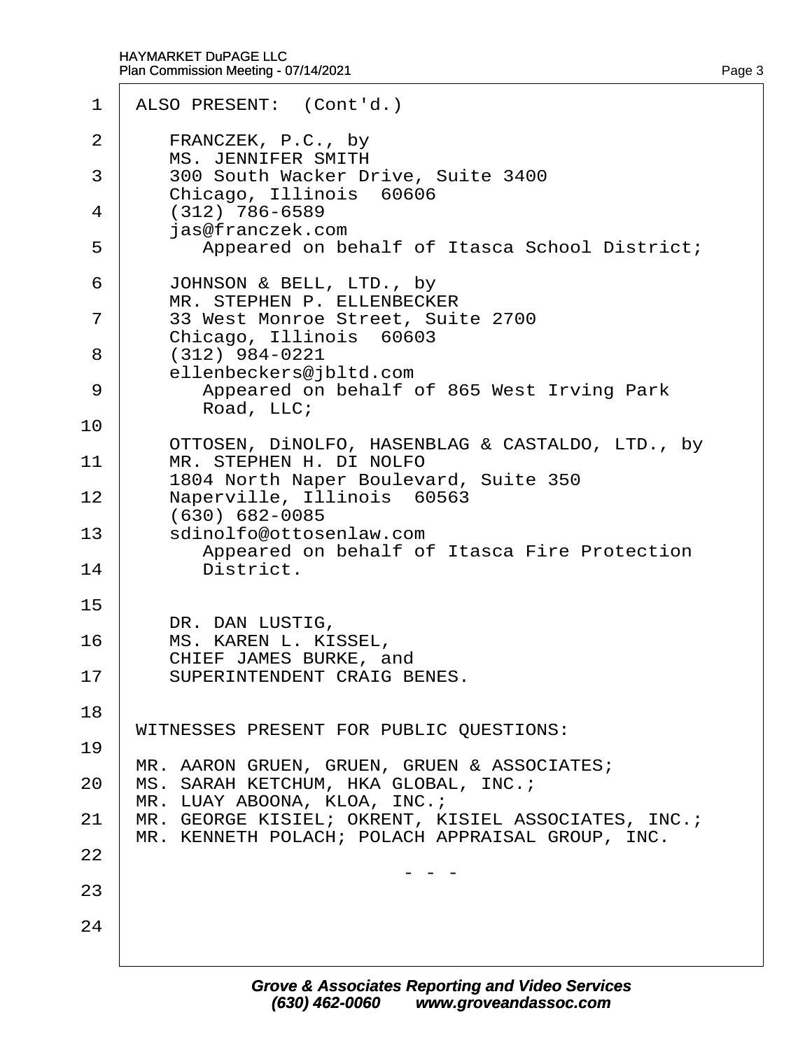ALSO PRESENT: (Cont'd.)

FRANCZEK, P.C., by
MS. JENNIFER SMITH
300 South Wacker Drive, Suite 3400
Chicago, Illinois 60606
(312) 786-6589
jas@franczek.com
Appeared on behalf of Itasca School District;

JOHNSON & BELL, LTD., by
MR. STEPHEN P. ELLENBECKER
33 West Monroe Street, Suite 2700
Chicago, Illinois 60603
(312) 984-0221
ellenbeckers@jbltd.com
Appeared on behalf of 865 West Irving Park Road, LLC;

OTTOSEN, DiNOLFO, HASENBLAG & CASTALDO, LTD., by
MR. STEPHEN H. DI NOLFO
1804 North Naper Boulevard, Suite 350
Naperville, Illinois 60563
(630) 682-0085
sdinolfo@ottosenlaw.com
Appeared on behalf of Itasca Fire Protection District.

DR. DAN LUSTIG,
MS. KAREN L. KISSEL,
CHIEF JAMES BURKE, and
SUPERINTENDENT CRAIG BENES.

WITNESSES PRESENT FOR PUBLIC QUESTIONS:

MR. AARON GRUEN, GRUEN, GRUEN & ASSOCIATES;
MS. SARAH KETCHUM, HKA GLOBAL, INC.;
MR. LUAY ABOONA, KLOA, INC.;
MR. GEORGE KISIEL; OKRENT, KISIEL ASSOCIATES, INC.;
MR. KENNETH POLACH; POLACH APPRAISAL GROUP, INC.

\- - -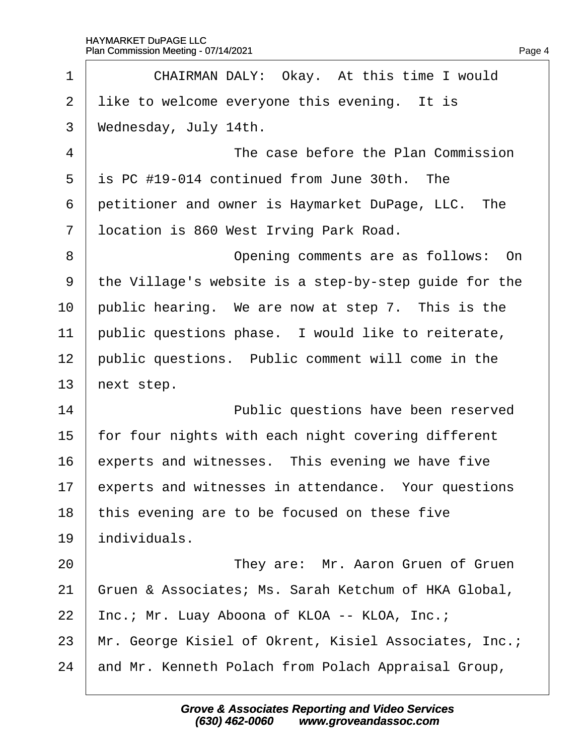CHAIRMAN DALY: Okay. At this time I would like to welcome everyone this evening. It is Wednesday, July 14th.

The case before the Plan Commission is PC #19-014 continued from June 30th. The petitioner and owner is Haymarket DuPage, LLC. The location is 860 West Irving Park Road.

Opening comments are as follows: On the Village's website is a step-by-step guide for the public hearing. We are now at step 7. This is the public questions phase. I would like to reiterate, public questions. Public comment will come in the next step.

Public questions have been reserved for four nights with each night covering different experts and witnesses. This evening we have five experts and witnesses in attendance. Your questions this evening are to be focused on these five individuals.

They are: Mr. Aaron Gruen of Gruen Gruen & Associates; Ms. Sarah Ketchum of HKA Global, Inc.; Mr. Luay Aboona of KLOA -- KLOA, Inc.; Mr. George Kisiel of Okrent, Kisiel Associates, Inc.; and Mr. Kenneth Polach from Polach Appraisal Group,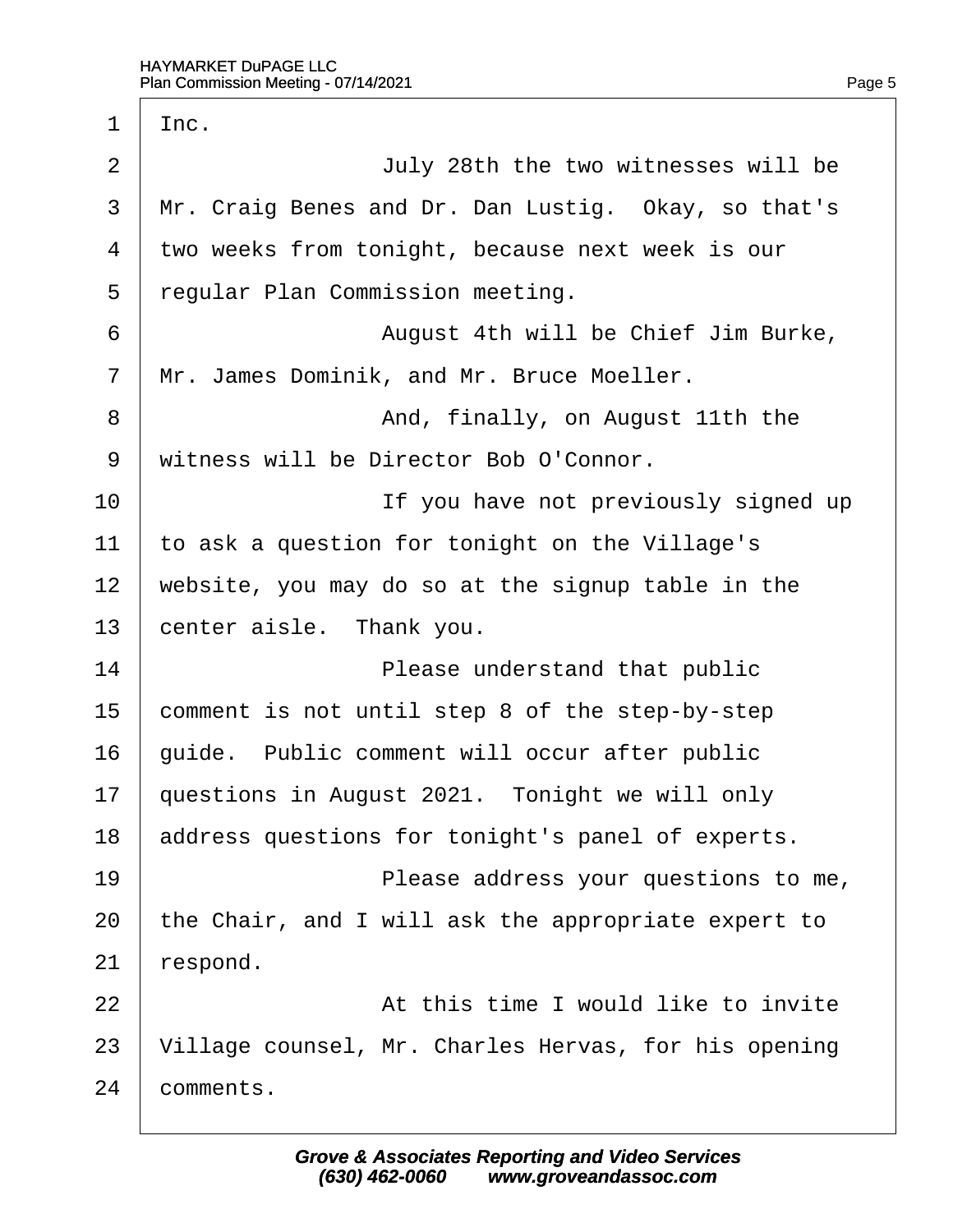Inc.

July 28th the two witnesses will be Mr. Craig Benes and Dr. Dan Lustig. Okay, so that's two weeks from tonight, because next week is our regular Plan Commission meeting.

August 4th will be Chief Jim Burke, Mr. James Dominik, and Mr. Bruce Moeller.

And, finally, on August 11th the witness will be Director Bob O'Connor.

If you have not previously signed up to ask a question for tonight on the Village's website, you may do so at the signup table in the center aisle. Thank you.

Please understand that public comment is not until step 8 of the step-by-step guide. Public comment will occur after public questions in August 2021. Tonight we will only address questions for tonight's panel of experts.

Please address your questions to me, the Chair, and I will ask the appropriate expert to respond.

At this time I would like to invite Village counsel, Mr. Charles Hervas, for his opening comments.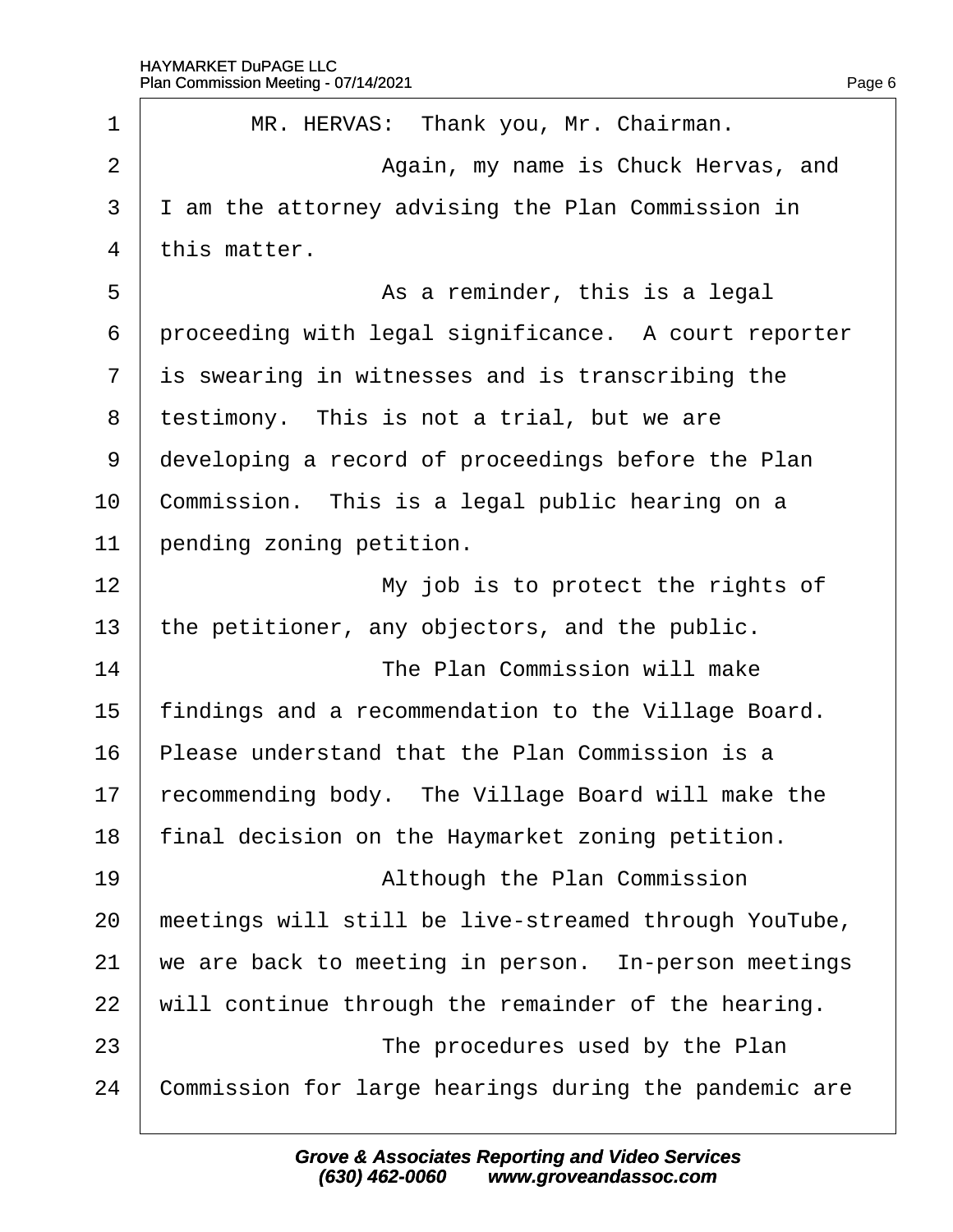MR. HERVAS: Thank you, Mr. Chairman.

Again, my name is Chuck Hervas, and I am the attorney advising the Plan Commission in this matter.

As a reminder, this is a legal proceeding with legal significance. A court reporter is swearing in witnesses and is transcribing the testimony. This is not a trial, but we are developing a record of proceedings before the Plan Commission. This is a legal public hearing on a pending zoning petition.

My job is to protect the rights of the petitioner, any objectors, and the public.

The Plan Commission will make findings and a recommendation to the Village Board. Please understand that the Plan Commission is a recommending body. The Village Board will make the final decision on the Haymarket zoning petition.

Although the Plan Commission meetings will still be live-streamed through YouTube, we are back to meeting in person. In-person meetings will continue through the remainder of the hearing.

The procedures used by the Plan Commission for large hearings during the pandemic are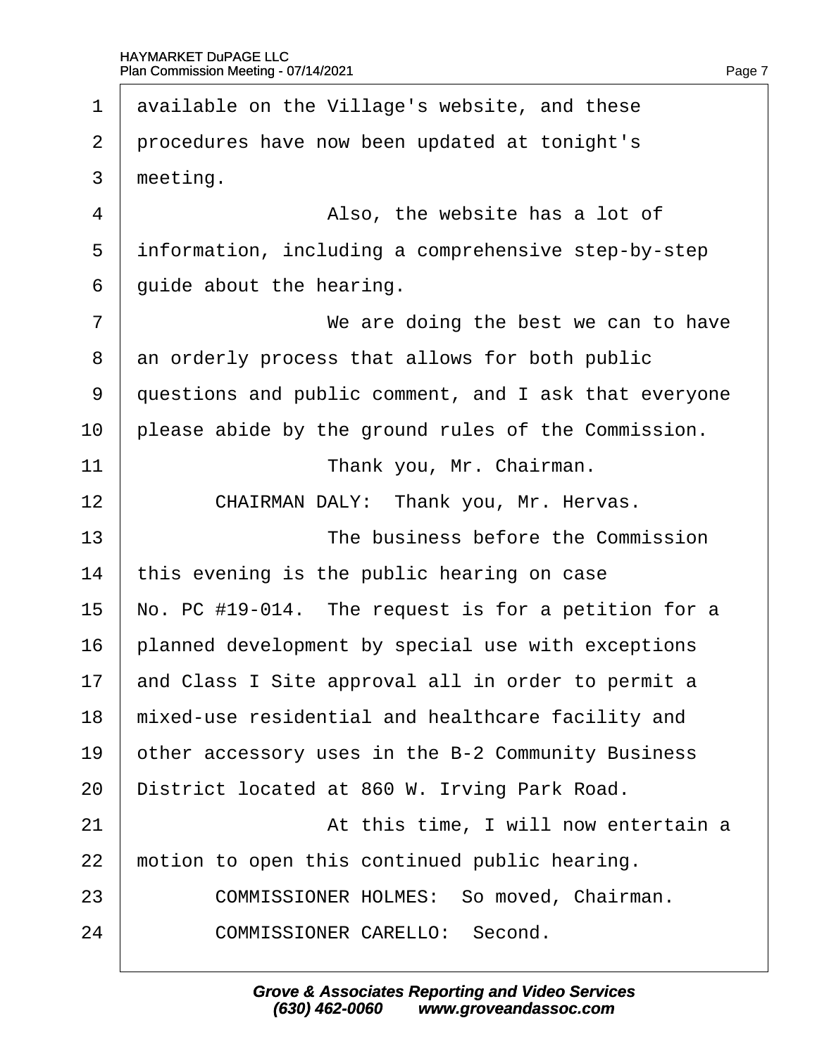available on the Village's website, and these procedures have now been updated at tonight's meeting.

Also, the website has a lot of information, including a comprehensive step-by-step guide about the hearing.

We are doing the best we can to have an orderly process that allows for both public questions and public comment, and I ask that everyone please abide by the ground rules of the Commission.

Thank you, Mr. Chairman.

CHAIRMAN DALY: Thank you, Mr. Hervas.

The business before the Commission this evening is the public hearing on case No. PC #19-014. The request is for a petition for a planned development by special use with exceptions and Class I Site approval all in order to permit a mixed-use residential and healthcare facility and other accessory uses in the B-2 Community Business District located at 860 W. Irving Park Road.

At this time, I will now entertain a motion to open this continued public hearing.

COMMISSIONER HOLMES: So moved, Chairman.

COMMISSIONER CARELLO: Second.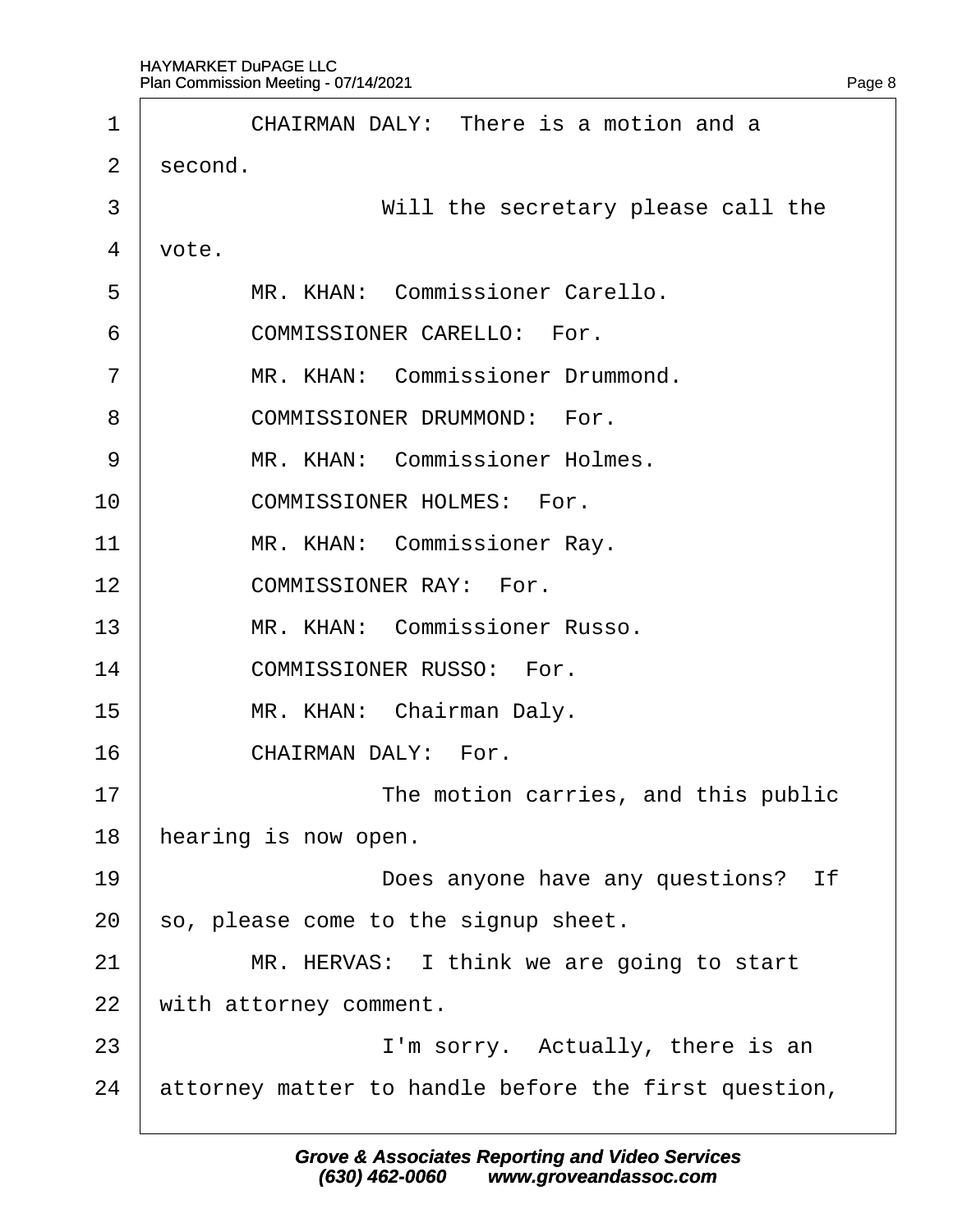1 CHAIRMAN DALY: There is a motion and a
2 second.
3 Will the secretary please call the
4 vote.
5 MR. KHAN: Commissioner Carello.
6 COMMISSIONER CARELLO: For.
7 MR. KHAN: Commissioner Drummond.
8 COMMISSIONER DRUMMOND: For.
9 MR. KHAN: Commissioner Holmes.
10 COMMISSIONER HOLMES: For.
11 MR. KHAN: Commissioner Ray.
12 COMMISSIONER RAY: For.
13 MR. KHAN: Commissioner Russo.
14 COMMISSIONER RUSSO: For.
15 MR. KHAN: Chairman Daly.
16 CHAIRMAN DALY: For.
17 The motion carries, and this public
18 hearing is now open.
19 Does anyone have any questions? If
20 so, please come to the signup sheet.
21 MR. HERVAS: I think we are going to start
22 with attorney comment.
23 I'm sorry. Actually, there is an
24 attorney matter to handle before the first question,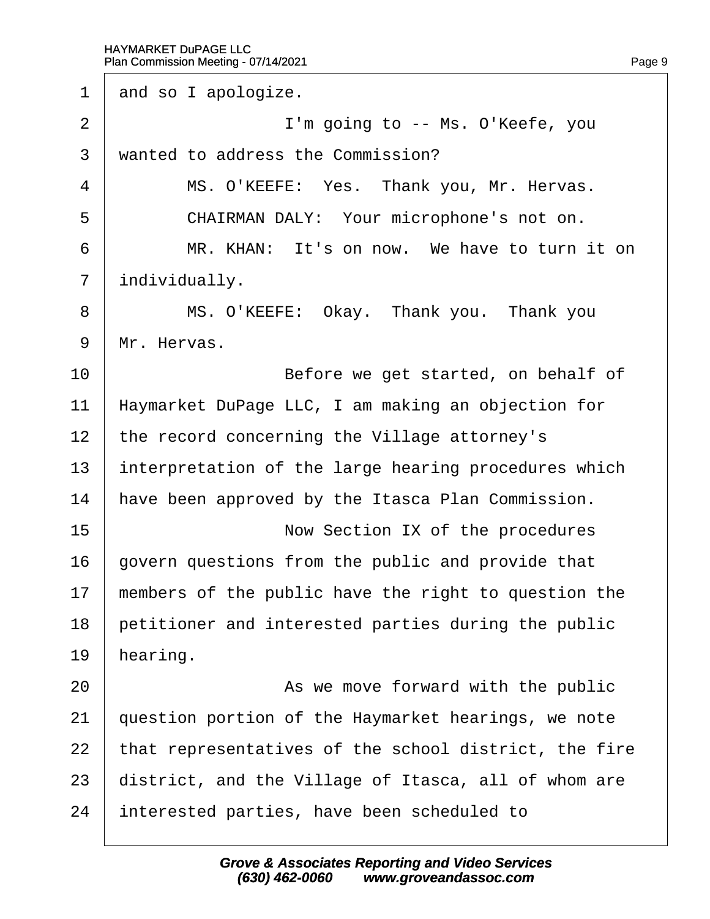1 and so I apologize.

2 I'm going to -- Ms. O'Keefe, you

3 wanted to address the Commission?

4 MS. O'KEEFE: Yes. Thank you, Mr. Hervas.

5 CHAIRMAN DALY: Your microphone's not on.

6 MR. KHAN: It's on now. We have to turn it on

7 individually.

8 MS. O'KEEFE: Okay. Thank you. Thank you

9 Mr. Hervas.

10 Before we get started, on behalf of

11 Haymarket DuPage LLC, I am making an objection for

12 the record concerning the Village attorney's

13 interpretation of the large hearing procedures which

14 have been approved by the Itasca Plan Commission.

15 Now Section IX of the procedures

16 govern questions from the public and provide that

17 members of the public have the right to question the

18 petitioner and interested parties during the public

19 hearing.

20 As we move forward with the public

21 question portion of the Haymarket hearings, we note

22 that representatives of the school district, the fire

23 district, and the Village of Itasca, all of whom are

24 interested parties, have been scheduled to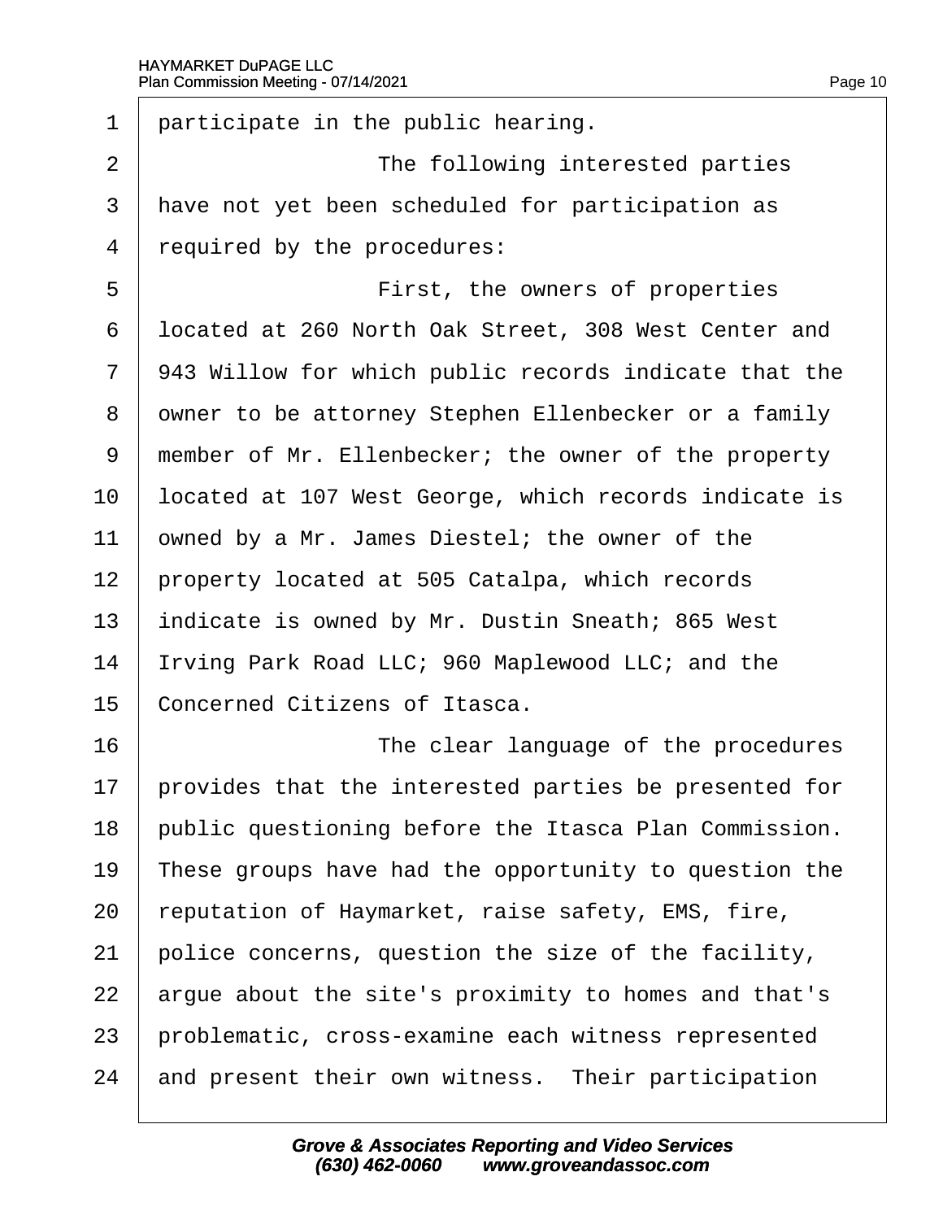1 participate in the public hearing.

2 The following interested parties

3 have not yet been scheduled for participation as

4 required by the procedures:

5 First, the owners of properties

6 located at 260 North Oak Street, 308 West Center and

7 943 Willow for which public records indicate that the

8 owner to be attorney Stephen Ellenbecker or a family

9 member of Mr. Ellenbecker; the owner of the property

10 located at 107 West George, which records indicate is

11 owned by a Mr. James Diestel; the owner of the

12 property located at 505 Catalpa, which records

13 indicate is owned by Mr. Dustin Sneath; 865 West

14 Irving Park Road LLC; 960 Maplewood LLC; and the

15 Concerned Citizens of Itasca.

16 The clear language of the procedures

17 provides that the interested parties be presented for

18 public questioning before the Itasca Plan Commission.

19 These groups have had the opportunity to question the

20 reputation of Haymarket, raise safety, EMS, fire,

21 police concerns, question the size of the facility,

22 argue about the site's proximity to homes and that's

23 problematic, cross-examine each witness represented

24 and present their own witness. Their participation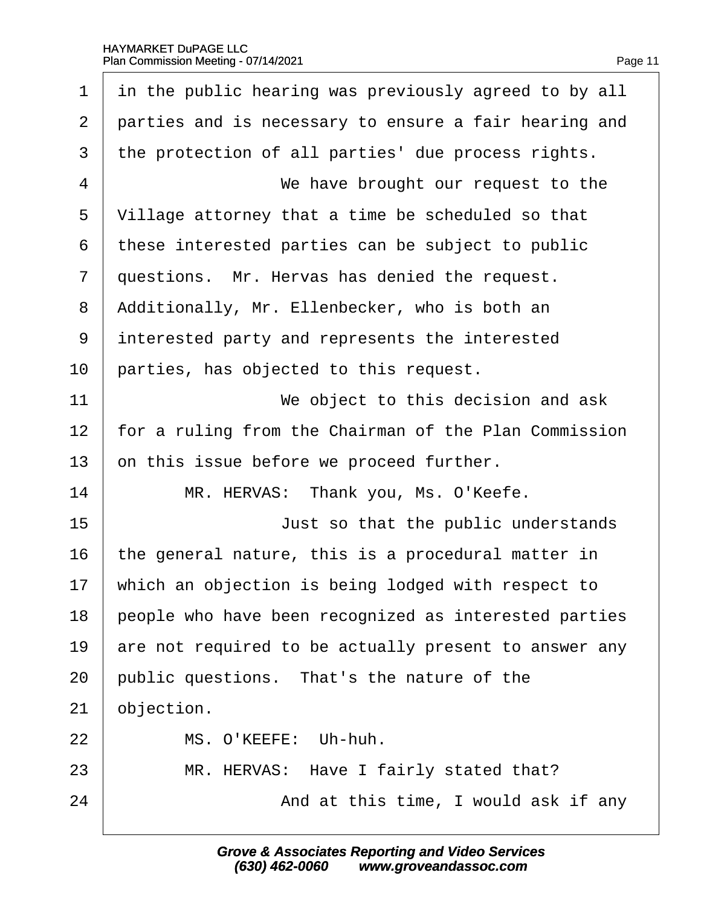1 in the public hearing was previously agreed to by all
2 parties and is necessary to ensure a fair hearing and
3 the protection of all parties' due process rights.
4 We have brought our request to the
5 Village attorney that a time be scheduled so that
6 these interested parties can be subject to public
7 questions. Mr. Hervas has denied the request.
8 Additionally, Mr. Ellenbecker, who is both an
9 interested party and represents the interested
10 parties, has objected to this request.
11 We object to this decision and ask
12 for a ruling from the Chairman of the Plan Commission
13 on this issue before we proceed further.
14 MR. HERVAS: Thank you, Ms. O'Keefe.
15 Just so that the public understands
16 the general nature, this is a procedural matter in
17 which an objection is being lodged with respect to
18 people who have been recognized as interested parties
19 are not required to be actually present to answer any
20 public questions. That's the nature of the
21 objection.
22 MS. O'KEEFE: Uh-huh.
23 MR. HERVAS: Have I fairly stated that?
24 And at this time, I would ask if any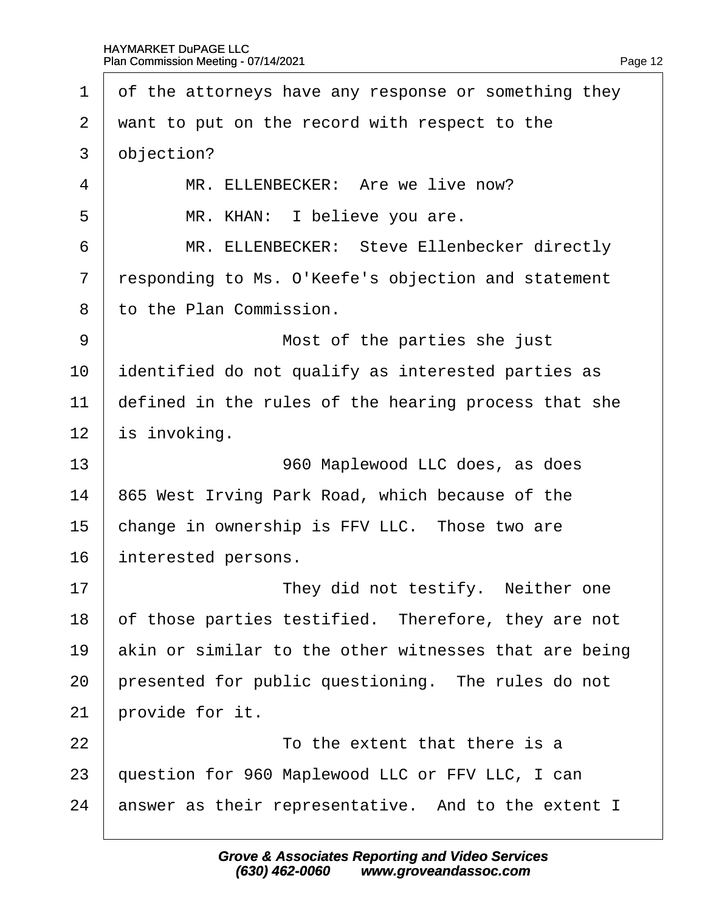of the attorneys have any response or something they want to put on the record with respect to the objection?

MR. ELLENBECKER: Are we live now?

MR. KHAN: I believe you are.

MR. ELLENBECKER: Steve Ellenbecker directly responding to Ms. O'Keefe's objection and statement to the Plan Commission.

Most of the parties she just identified do not qualify as interested parties as defined in the rules of the hearing process that she is invoking.

960 Maplewood LLC does, as does 865 West Irving Park Road, which because of the change in ownership is FFV LLC. Those two are interested persons.

They did not testify. Neither one of those parties testified. Therefore, they are not akin or similar to the other witnesses that are being presented for public questioning. The rules do not provide for it.

To the extent that there is a question for 960 Maplewood LLC or FFV LLC, I can answer as their representative. And to the extent I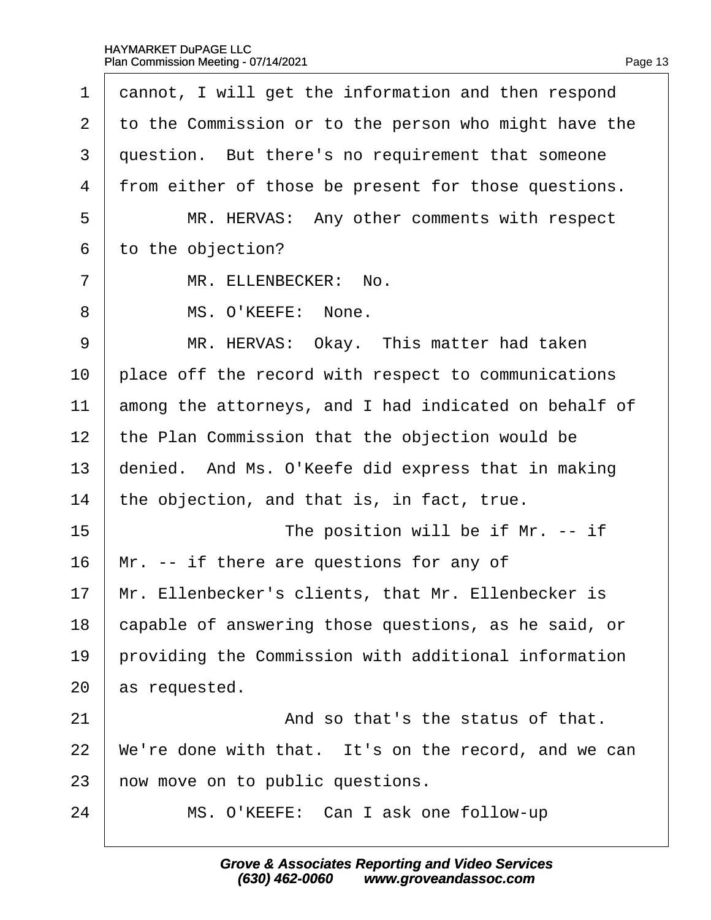1 cannot, I will get the information and then respond
2 to the Commission or to the person who might have the
3 question. But there's no requirement that someone
4 from either of those be present for those questions.
5 MR. HERVAS: Any other comments with respect
6 to the objection?
7 MR. ELLENBECKER: No.
8 MS. O'KEEFE: None.
9 MR. HERVAS: Okay. This matter had taken
10 place off the record with respect to communications
11 among the attorneys, and I had indicated on behalf of
12 the Plan Commission that the objection would be
13 denied. And Ms. O'Keefe did express that in making
14 the objection, and that is, in fact, true.
15 The position will be if Mr. -- if
16 Mr. -- if there are questions for any of
17 Mr. Ellenbecker's clients, that Mr. Ellenbecker is
18 capable of answering those questions, as he said, or
19 providing the Commission with additional information
20 as requested.
21 And so that's the status of that.
22 We're done with that. It's on the record, and we can
23 now move on to public questions.
24 MS. O'KEEFE: Can I ask one follow-up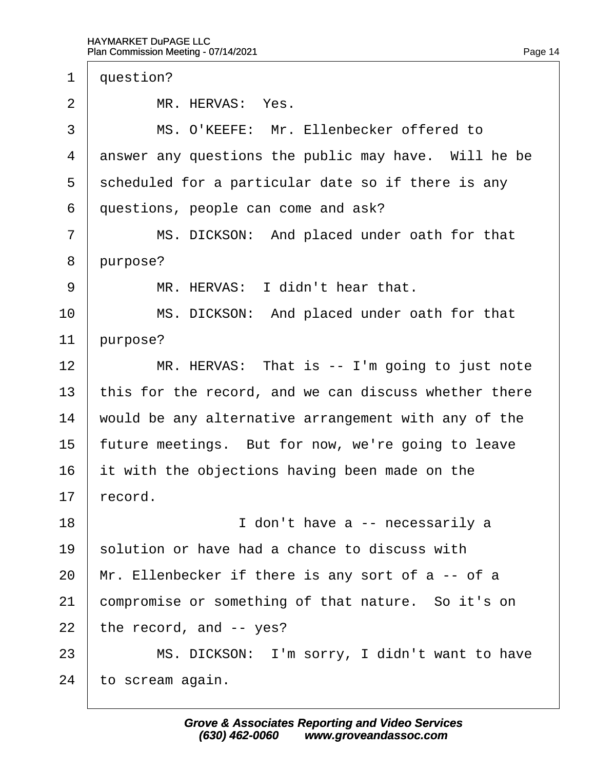1 question?

2 MR. HERVAS: Yes.

3 MS. O'KEEFE: Mr. Ellenbecker offered to

4 answer any questions the public may have. Will he be

5 scheduled for a particular date so if there is any

6 questions, people can come and ask?

7 MS. DICKSON: And placed under oath for that

8 purpose?

9 MR. HERVAS: I didn't hear that.

10 MS. DICKSON: And placed under oath for that

11 purpose?

12 MR. HERVAS: That is -- I'm going to just note

13 this for the record, and we can discuss whether there

14 would be any alternative arrangement with any of the

15 future meetings. But for now, we're going to leave

16 it with the objections having been made on the

17 record.

18 I don't have a -- necessarily a

19 solution or have had a chance to discuss with

20 Mr. Ellenbecker if there is any sort of a -- of a

21 compromise or something of that nature. So it's on

22 the record, and -- yes?

23 MS. DICKSON: I'm sorry, I didn't want to have

24 to scream again.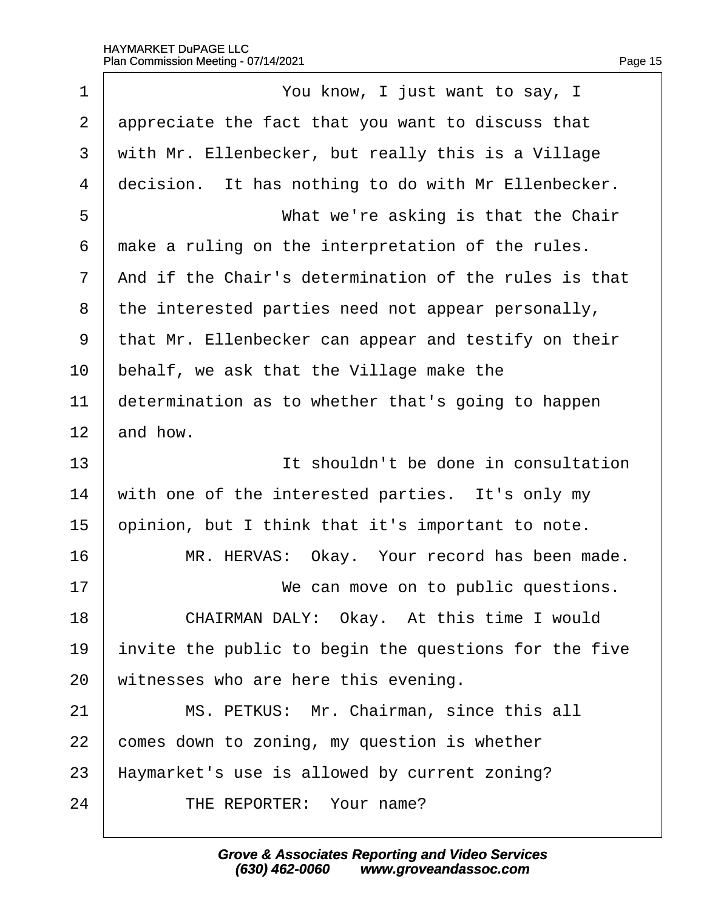You know, I just want to say, I appreciate the fact that you want to discuss that with Mr. Ellenbecker, but really this is a Village decision. It has nothing to do with Mr Ellenbecker.

What we're asking is that the Chair make a ruling on the interpretation of the rules. And if the Chair's determination of the rules is that the interested parties need not appear personally, that Mr. Ellenbecker can appear and testify on their behalf, we ask that the Village make the determination as to whether that's going to happen and how.

It shouldn't be done in consultation with one of the interested parties. It's only my opinion, but I think that it's important to note.

MR. HERVAS: Okay. Your record has been made.

We can move on to public questions.

CHAIRMAN DALY: Okay. At this time I would invite the public to begin the questions for the five witnesses who are here this evening.

MS. PETKUS: Mr. Chairman, since this all comes down to zoning, my question is whether Haymarket's use is allowed by current zoning?

THE REPORTER: Your name?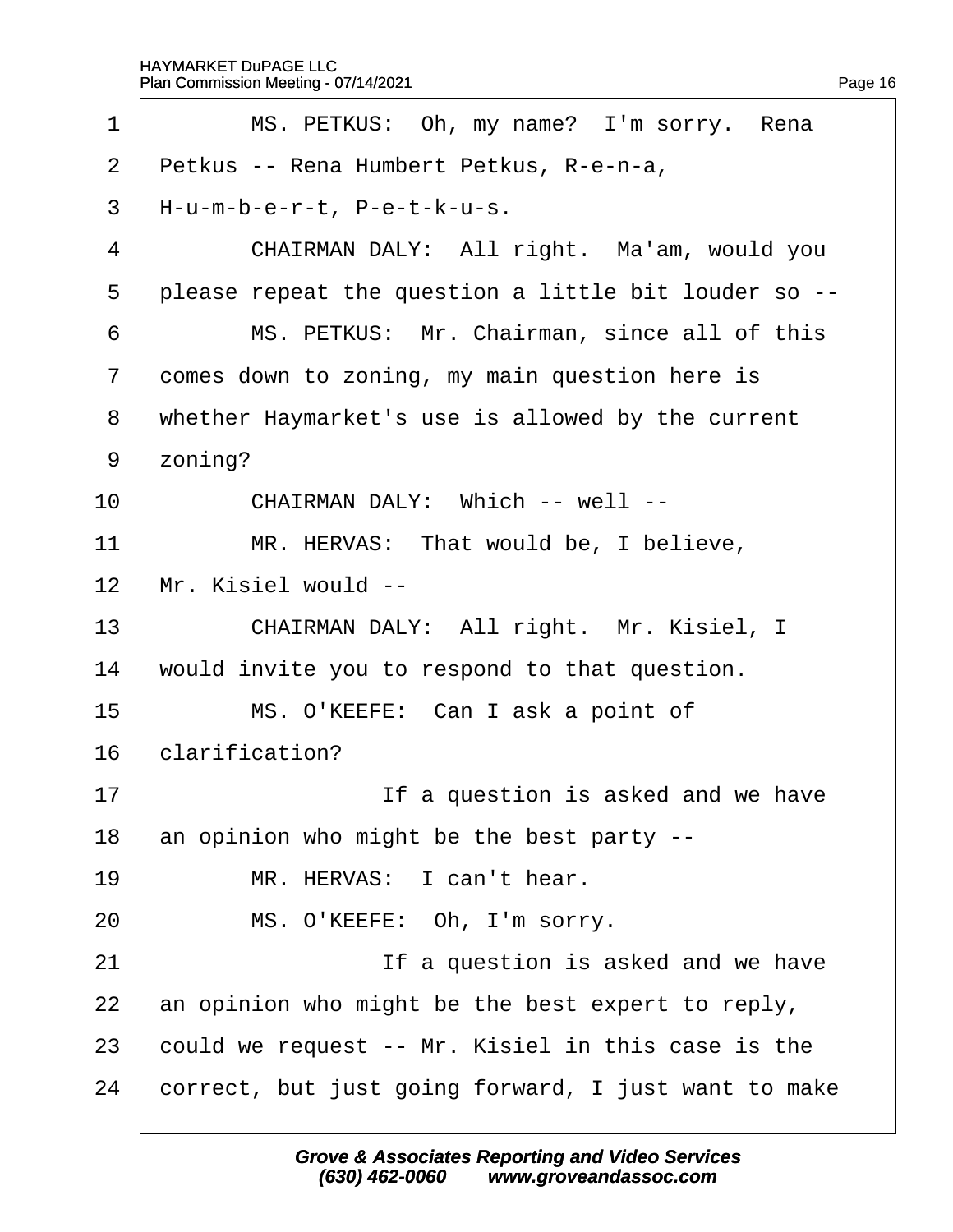1 MS. PETKUS: Oh, my name? I'm sorry. Rena
2 Petkus -- Rena Humbert Petkus, R-e-n-a,
3 H-u-m-b-e-r-t, P-e-t-k-u-s.
4 CHAIRMAN DALY: All right. Ma'am, would you
5 please repeat the question a little bit louder so --
6 MS. PETKUS: Mr. Chairman, since all of this
7 comes down to zoning, my main question here is
8 whether Haymarket's use is allowed by the current
9 zoning?
10 CHAIRMAN DALY: Which -- well --
11 MR. HERVAS: That would be, I believe,
12 Mr. Kisiel would --
13 CHAIRMAN DALY: All right. Mr. Kisiel, I
14 would invite you to respond to that question.
15 MS. O'KEEFE: Can I ask a point of
16 clarification?
17 If a question is asked and we have
18 an opinion who might be the best party --
19 MR. HERVAS: I can't hear.
20 MS. O'KEEFE: Oh, I'm sorry.
21 If a question is asked and we have
22 an opinion who might be the best expert to reply,
23 could we request -- Mr. Kisiel in this case is the
24 correct, but just going forward, I just want to make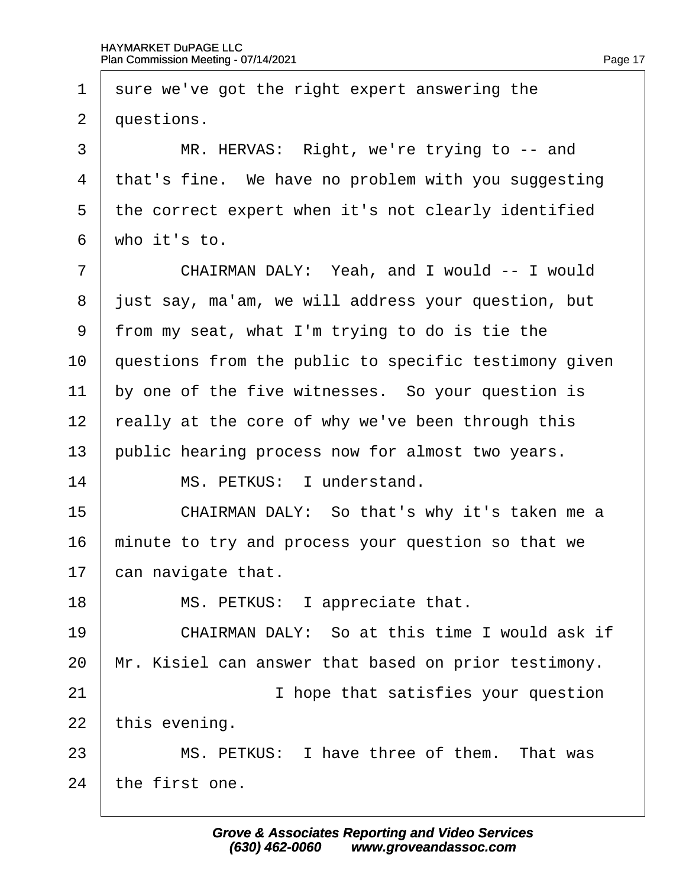1 sure we've got the right expert answering the

2 questions.

3 MR. HERVAS: Right, we're trying to -- and

4 that's fine. We have no problem with you suggesting

5 the correct expert when it's not clearly identified

6 who it's to.

7 CHAIRMAN DALY: Yeah, and I would -- I would

8 just say, ma'am, we will address your question, but

9 from my seat, what I'm trying to do is tie the

10 questions from the public to specific testimony given

11 by one of the five witnesses. So your question is

12 really at the core of why we've been through this

13 public hearing process now for almost two years.

14 MS. PETKUS: I understand.

15 CHAIRMAN DALY: So that's why it's taken me a

16 minute to try and process your question so that we

17 can navigate that.

18 MS. PETKUS: I appreciate that.

19 CHAIRMAN DALY: So at this time I would ask if

20 Mr. Kisiel can answer that based on prior testimony.

21 I hope that satisfies your question

22 this evening.

23 MS. PETKUS: I have three of them. That was

24 the first one.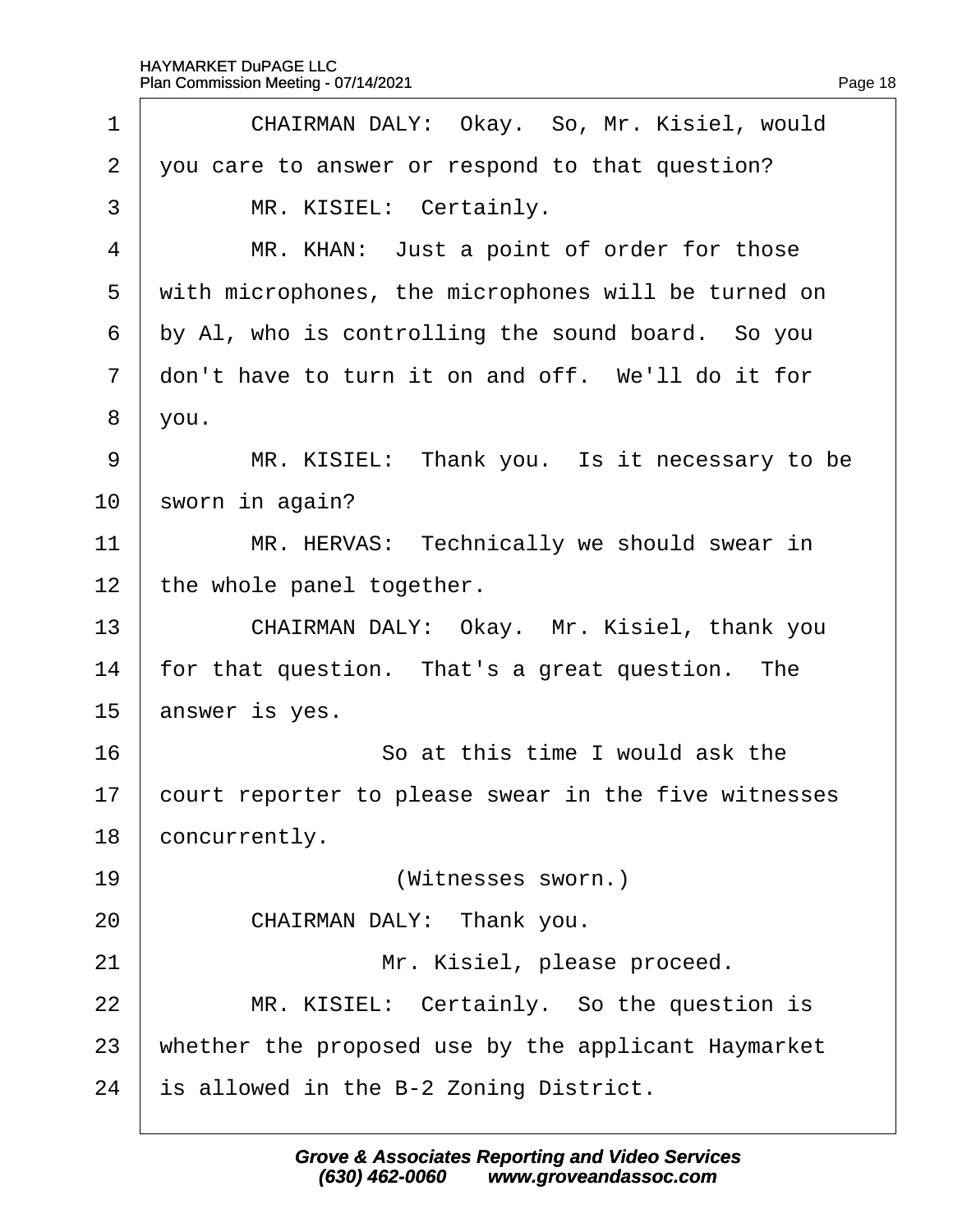1 CHAIRMAN DALY: Okay. So, Mr. Kisiel, would
2 you care to answer or respond to that question?
3 MR. KISIEL: Certainly.
4 MR. KHAN: Just a point of order for those
5 with microphones, the microphones will be turned on
6 by Al, who is controlling the sound board. So you
7 don't have to turn it on and off. We'll do it for
8 you.
9 MR. KISIEL: Thank you. Is it necessary to be
10 sworn in again?
11 MR. HERVAS: Technically we should swear in
12 the whole panel together.
13 CHAIRMAN DALY: Okay. Mr. Kisiel, thank you
14 for that question. That's a great question. The
15 answer is yes.
16 So at this time I would ask the
17 court reporter to please swear in the five witnesses
18 concurrently.
19 (Witnesses sworn.)
20 CHAIRMAN DALY: Thank you.
21 Mr. Kisiel, please proceed.
22 MR. KISIEL: Certainly. So the question is
23 whether the proposed use by the applicant Haymarket
24 is allowed in the B-2 Zoning District.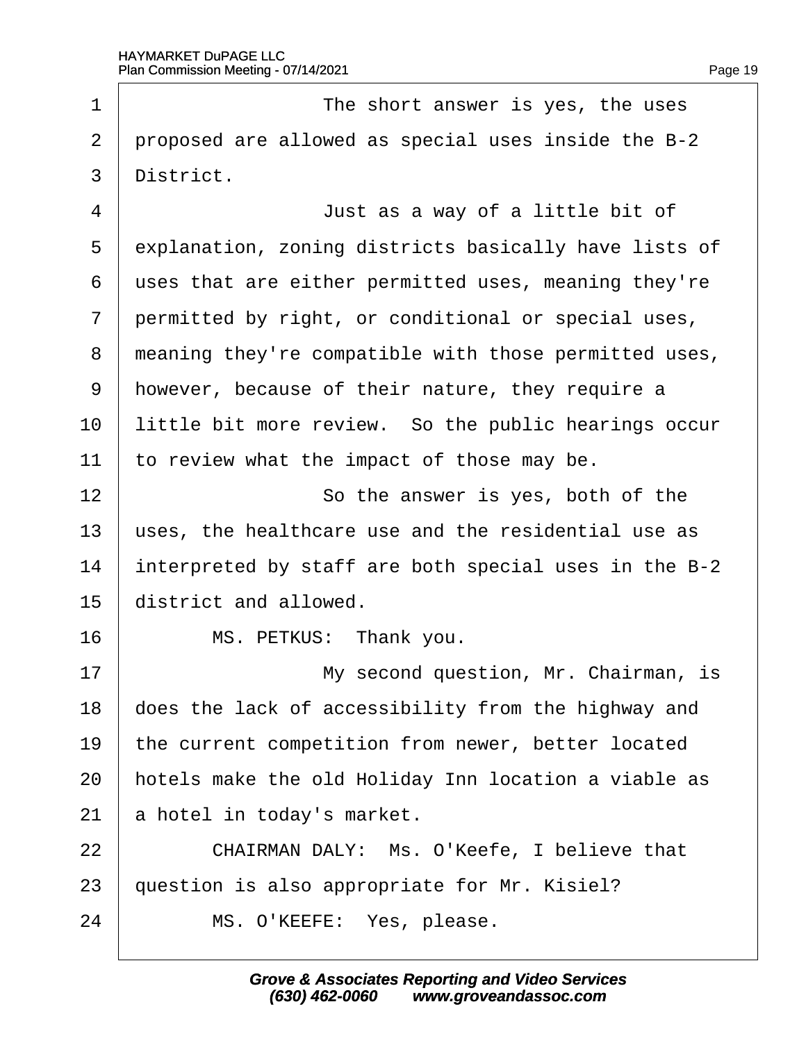The short answer is yes, the uses proposed are allowed as special uses inside the B-2 District.

Just as a way of a little bit of explanation, zoning districts basically have lists of uses that are either permitted uses, meaning they're permitted by right, or conditional or special uses, meaning they're compatible with those permitted uses, however, because of their nature, they require a little bit more review. So the public hearings occur to review what the impact of those may be.

So the answer is yes, both of the uses, the healthcare use and the residential use as interpreted by staff are both special uses in the B-2 district and allowed.

MS. PETKUS: Thank you.

My second question, Mr. Chairman, is does the lack of accessibility from the highway and the current competition from newer, better located hotels make the old Holiday Inn location a viable as a hotel in today's market.

CHAIRMAN DALY: Ms. O'Keefe, I believe that question is also appropriate for Mr. Kisiel?

MS. O'KEEFE: Yes, please.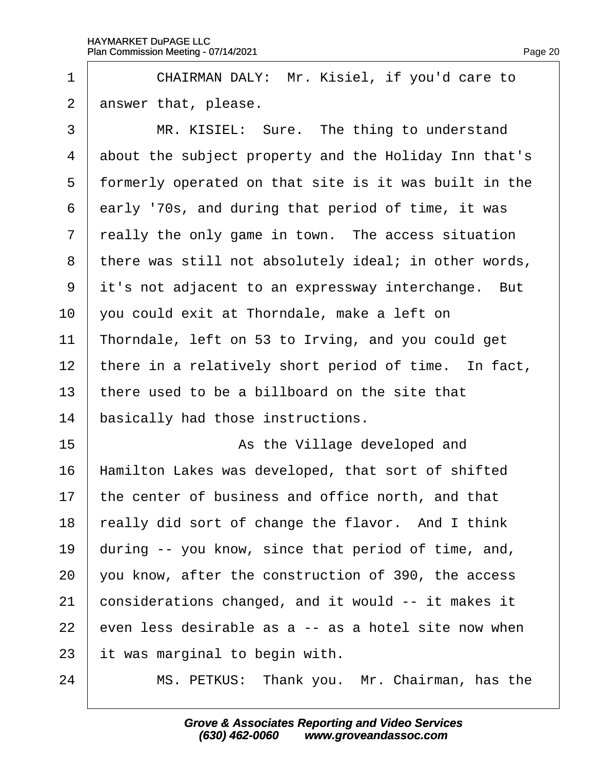CHAIRMAN DALY: Mr. Kisiel, if you'd care to answer that, please.

MR. KISIEL: Sure. The thing to understand about the subject property and the Holiday Inn that's formerly operated on that site is it was built in the early '70s, and during that period of time, it was really the only game in town. The access situation there was still not absolutely ideal; in other words, it's not adjacent to an expressway interchange. But you could exit at Thorndale, make a left on Thorndale, left on 53 to Irving, and you could get there in a relatively short period of time. In fact, there used to be a billboard on the site that basically had those instructions.

As the Village developed and Hamilton Lakes was developed, that sort of shifted the center of business and office north, and that really did sort of change the flavor. And I think during -- you know, since that period of time, and, you know, after the construction of 390, the access considerations changed, and it would -- it makes it even less desirable as a -- as a hotel site now when it was marginal to begin with.

MS. PETKUS: Thank you. Mr. Chairman, has the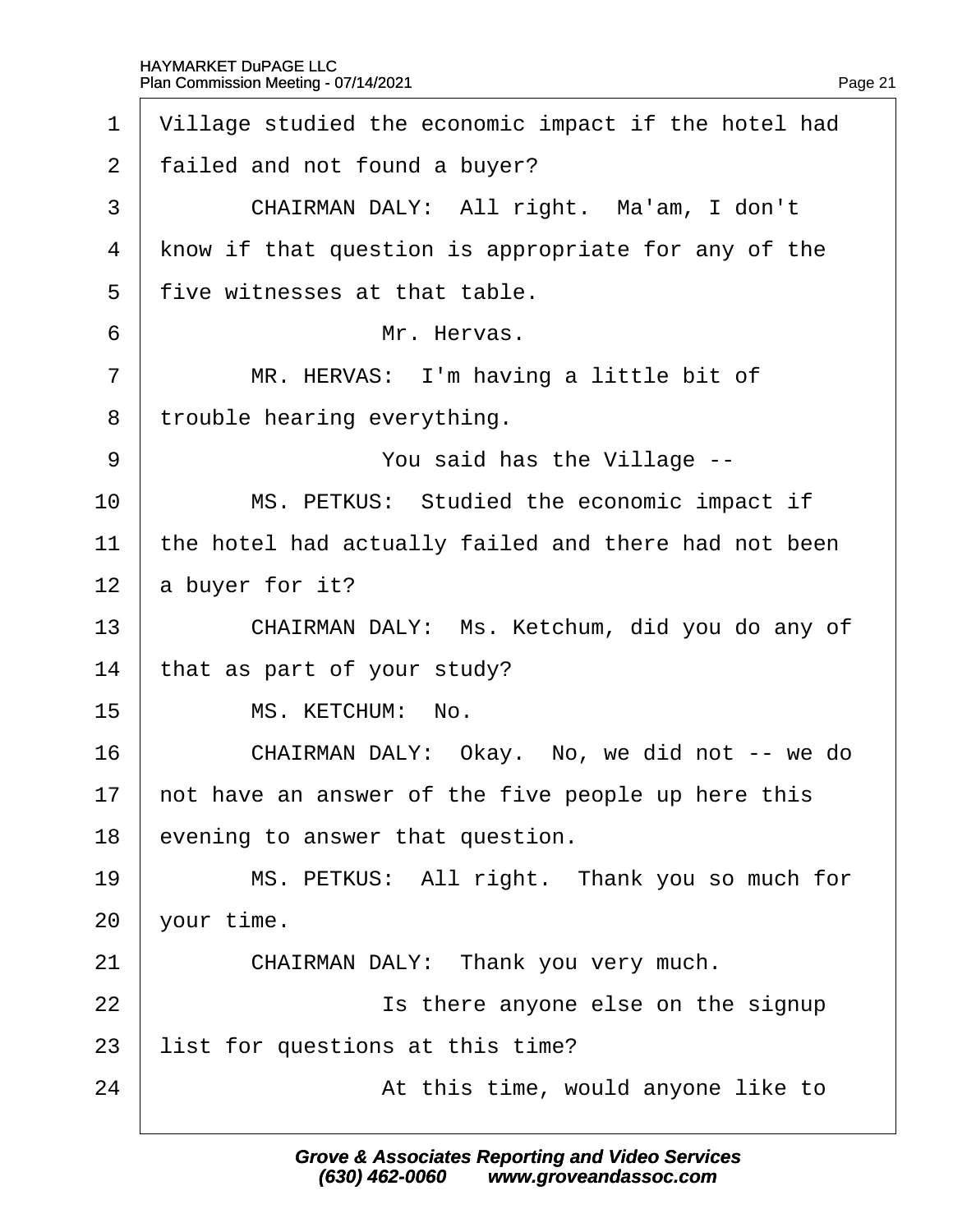1 Village studied the economic impact if the hotel had
2 failed and not found a buyer?
3 CHAIRMAN DALY: All right. Ma'am, I don't
4 know if that question is appropriate for any of the
5 five witnesses at that table.
6 Mr. Hervas.
7 MR. HERVAS: I'm having a little bit of
8 trouble hearing everything.
9 You said has the Village --
10 MS. PETKUS: Studied the economic impact if
11 the hotel had actually failed and there had not been
12 a buyer for it?
13 CHAIRMAN DALY: Ms. Ketchum, did you do any of
14 that as part of your study?
15 MS. KETCHUM: No.
16 CHAIRMAN DALY: Okay. No, we did not -- we do
17 not have an answer of the five people up here this
18 evening to answer that question.
19 MS. PETKUS: All right. Thank you so much for
20 your time.
21 CHAIRMAN DALY: Thank you very much.
22 Is there anyone else on the signup
23 list for questions at this time?
24 At this time, would anyone like to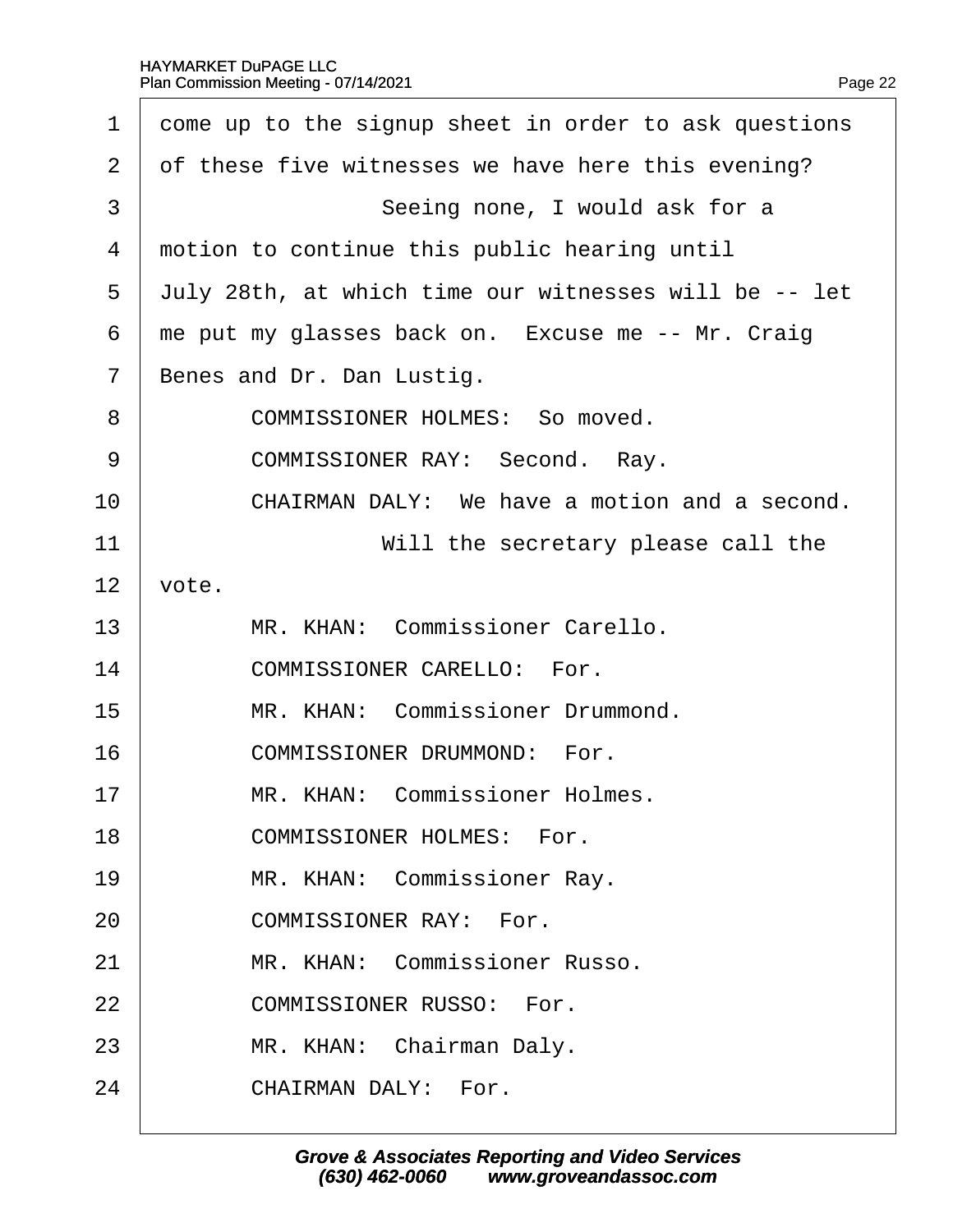1 come up to the signup sheet in order to ask questions
2 of these five witnesses we have here this evening?
3 Seeing none, I would ask for a
4 motion to continue this public hearing until
5 July 28th, at which time our witnesses will be -- let
6 me put my glasses back on. Excuse me -- Mr. Craig
7 Benes and Dr. Dan Lustig.
8 COMMISSIONER HOLMES: So moved.
9 COMMISSIONER RAY: Second. Ray.
10 CHAIRMAN DALY: We have a motion and a second.
11 Will the secretary please call the
12 vote.
13 MR. KHAN: Commissioner Carello.
14 COMMISSIONER CARELLO: For.
15 MR. KHAN: Commissioner Drummond.
16 COMMISSIONER DRUMMOND: For.
17 MR. KHAN: Commissioner Holmes.
18 COMMISSIONER HOLMES: For.
19 MR. KHAN: Commissioner Ray.
20 COMMISSIONER RAY: For.
21 MR. KHAN: Commissioner Russo.
22 COMMISSIONER RUSSO: For.
23 MR. KHAN: Chairman Daly.
24 CHAIRMAN DALY: For.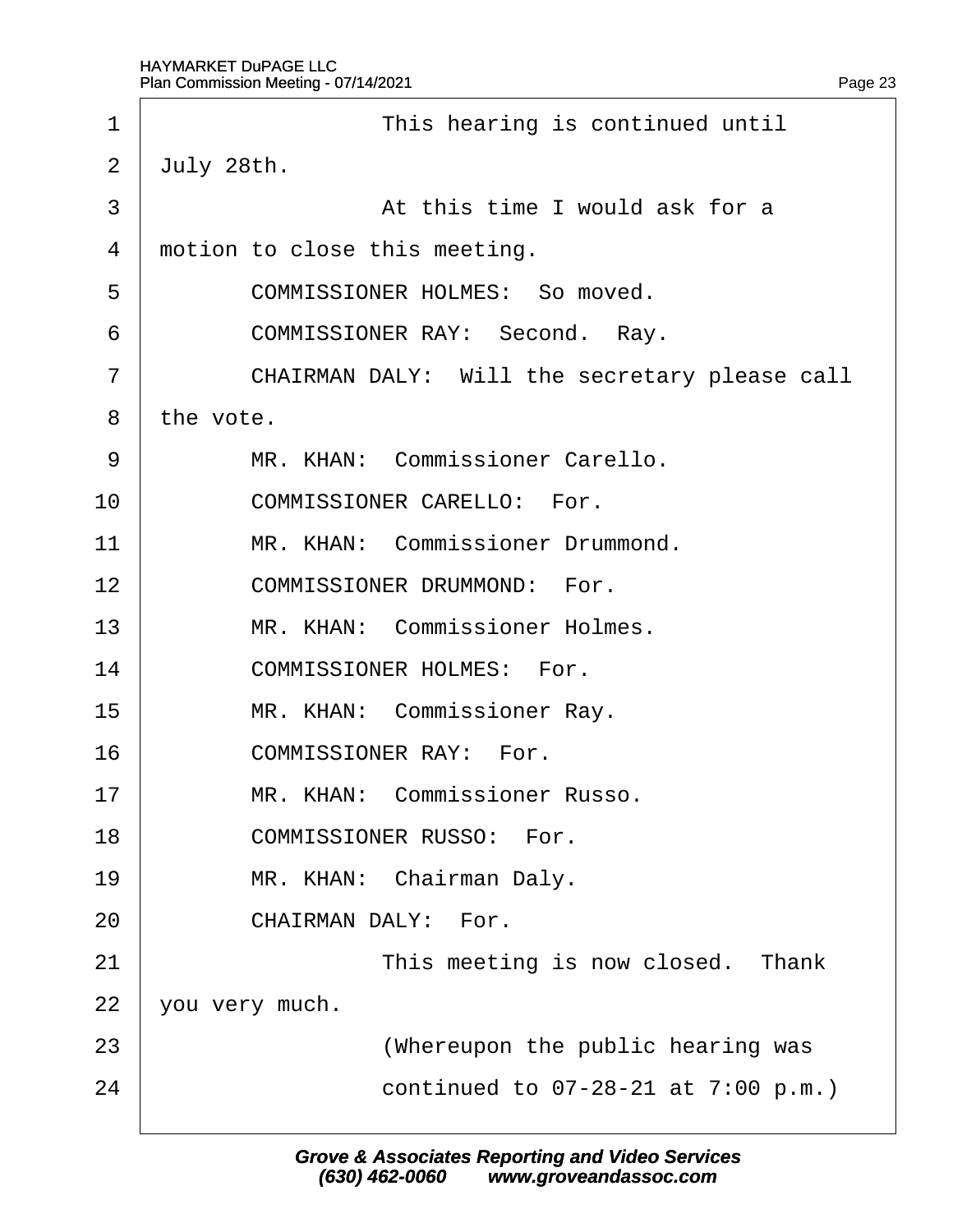This hearing is continued until July 28th.

At this time I would ask for a motion to close this meeting.

COMMISSIONER HOLMES: So moved.

COMMISSIONER RAY: Second. Ray.

CHAIRMAN DALY: Will the secretary please call the vote.

MR. KHAN: Commissioner Carello.

COMMISSIONER CARELLO: For.

MR. KHAN: Commissioner Drummond.

COMMISSIONER DRUMMOND: For.

MR. KHAN: Commissioner Holmes.

COMMISSIONER HOLMES: For.

MR. KHAN: Commissioner Ray.

COMMISSIONER RAY: For.

MR. KHAN: Commissioner Russo.

COMMISSIONER RUSSO: For.

MR. KHAN: Chairman Daly.

CHAIRMAN DALY: For.

This meeting is now closed. Thank you very much.

(Whereupon the public hearing was continued to 07-28-21 at 7:00 p.m.)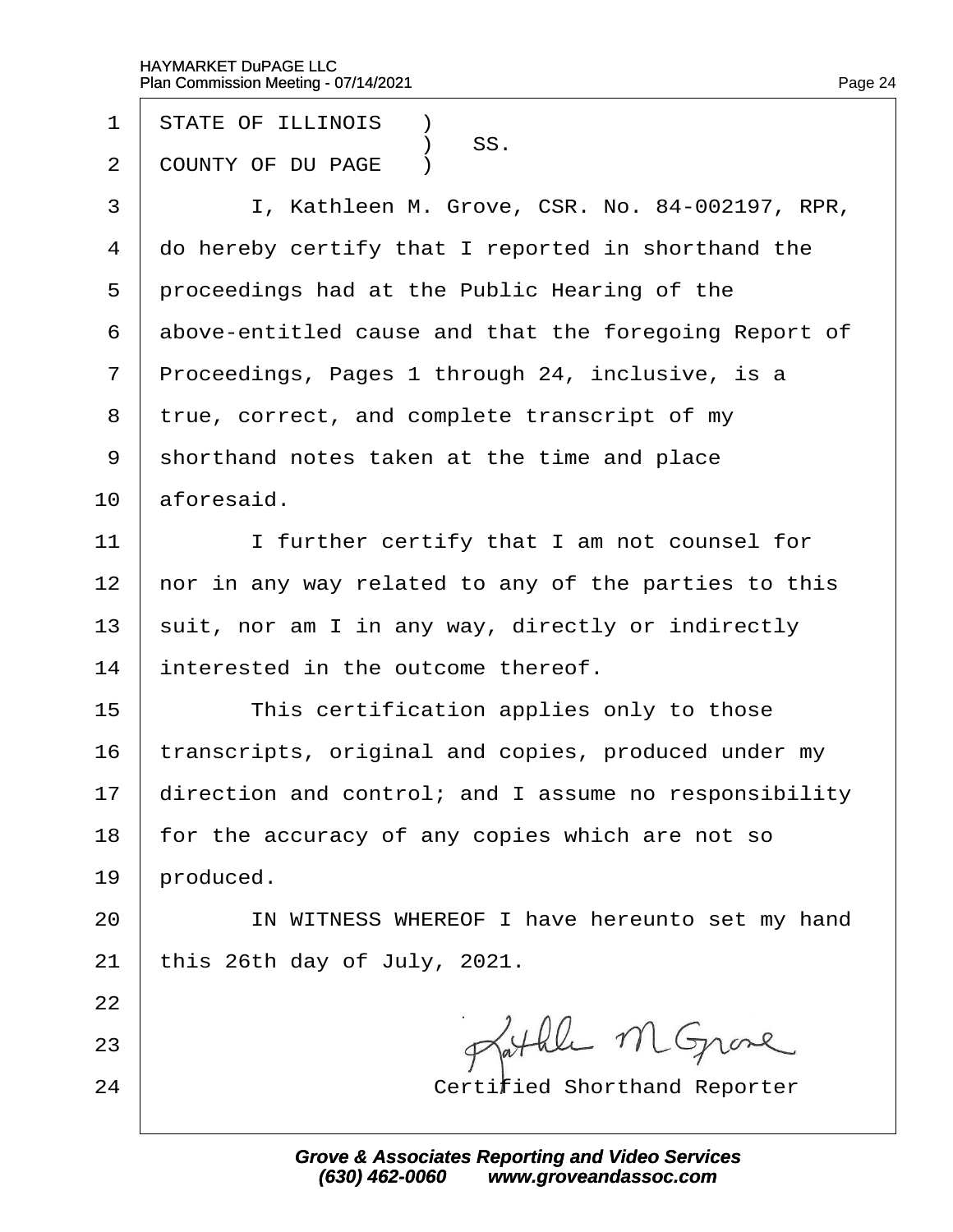STATE OF ILLINOIS )
) SS.
COUNTY OF DU PAGE )

I, Kathleen M. Grove, CSR. No. 84-002197, RPR, do hereby certify that I reported in shorthand the proceedings had at the Public Hearing of the above-entitled cause and that the foregoing Report of Proceedings, Pages 1 through 24, inclusive, is a true, correct, and complete transcript of my shorthand notes taken at the time and place aforesaid.

I further certify that I am not counsel for nor in any way related to any of the parties to this suit, nor am I in any way, directly or indirectly interested in the outcome thereof.

This certification applies only to those transcripts, original and copies, produced under my direction and control; and I assume no responsibility for the accuracy of any copies which are not so produced.

IN WITNESS WHEREOF I have hereunto set my hand this 26th day of July, 2021.

Kathleen M Grove

Certified Shorthand Reporter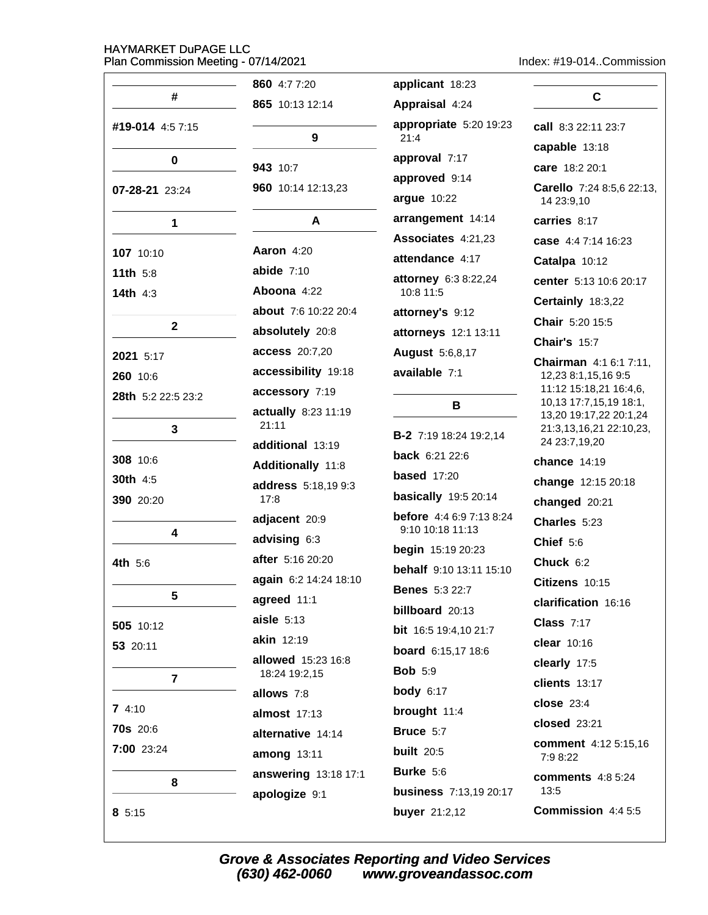## #

**#19-014** 4:5 7:15

## 0

**07-28-21** 23:24

## 1

**107** 10:10

**11th** 5:8

**14th** 4:3

## 2

**2021** 5:17

**260** 10:6

**28th** 5:2 22:5 23:2

## 3

**308** 10:6

**30th** 4:5

**390** 20:20

## 4

**4th** 5:6

## 5

**505** 10:12

**53** 20:11

## 7

**7** 4:10

**70s** 20:6

**7:00** 23:24

## 8

**8** 5:15

**860** 4:7 7:20

**865** 10:13 12:14

## 9

**943** 10:7

**960** 10:14 12:13,23

## A

**Aaron** 4:20

**abide** 7:10

**Aboona** 4:22

**about** 7:6 10:22 20:4

**absolutely** 20:8

**access** 20:7,20

**accessibility** 19:18

**accessory** 7:19

**actually** 8:23 11:19 21:11

**additional** 13:19

**Additionally** 11:8

**address** 5:18,19 9:3 17:8

**adjacent** 20:9

**advising** 6:3

**after** 5:16 20:20

**again** 6:2 14:24 18:10

**agreed** 11:1

**aisle** 5:13

**akin** 12:19

**allowed** 15:23 16:8 18:24 19:2,15

**allows** 7:8

**almost** 17:13

**alternative** 14:14

**among** 13:11

**answering** 13:18 17:1

**apologize** 9:1

**applicant** 18:23

**Appraisal** 4:24

**appropriate** 5:20 19:23 21:4

**approval** 7:17

**approved** 9:14

**argue** 10:22

**arrangement** 14:14

**Associates** 4:21,23

**attendance** 4:17

**attorney** 6:3 8:22,24 10:8 11:5

**attorney's** 9:12

**attorneys** 12:1 13:11

**August** 5:6,8,17

**available** 7:1

## B

**B-2** 7:19 18:24 19:2,14

**back** 6:21 22:6

**based** 17:20

**basically** 19:5 20:14

**before** 4:4 6:9 7:13 8:24 9:10 10:18 11:13

**begin** 15:19 20:23

**behalf** 9:10 13:11 15:10

**Benes** 5:3 22:7

**billboard** 20:13

**bit** 16:5 19:4,10 21:7

**board** 6:15,17 18:6

**Bob** 5:9

**body** 6:17

**brought** 11:4

**Bruce** 5:7

**built** 20:5

**Burke** 5:6

**business** 7:13,19 20:17

**buyer** 21:2,12

## C

**call** 8:3 22:11 23:7

**capable** 13:18

**care** 18:2 20:1

**Carello** 7:24 8:5,6 22:13, 14 23:9,10

**carries** 8:17

**case** 4:4 7:14 16:23

**Catalpa** 10:12

**center** 5:13 10:6 20:17

**Certainly** 18:3,22

**Chair** 5:20 15:5

**Chair's** 15:7

**Chairman** 4:1 6:1 7:11, 12,23 8:1,15,16 9:5 11:12 15:18,21 16:4,6, 10,13 17:7,15,19 18:1, 13,20 19:17,22 20:1,24 21:3,13,16,21 22:10,23, 24 23:7,19,20

**chance** 14:19

**change** 12:15 20:18

**changed** 20:21

**Charles** 5:23

**Chief** 5:6

**Chuck** 6:2

**Citizens** 10:15

**clarification** 16:16

**Class** 7:17

**clear** 10:16

**clearly** 17:5

**clients** 13:17

**close** 23:4

**closed** 23:21

**comment** 4:12 5:15,16 7:9 8:22

**comments** 4:8 5:24 13:5

**Commission** 4:4 5:5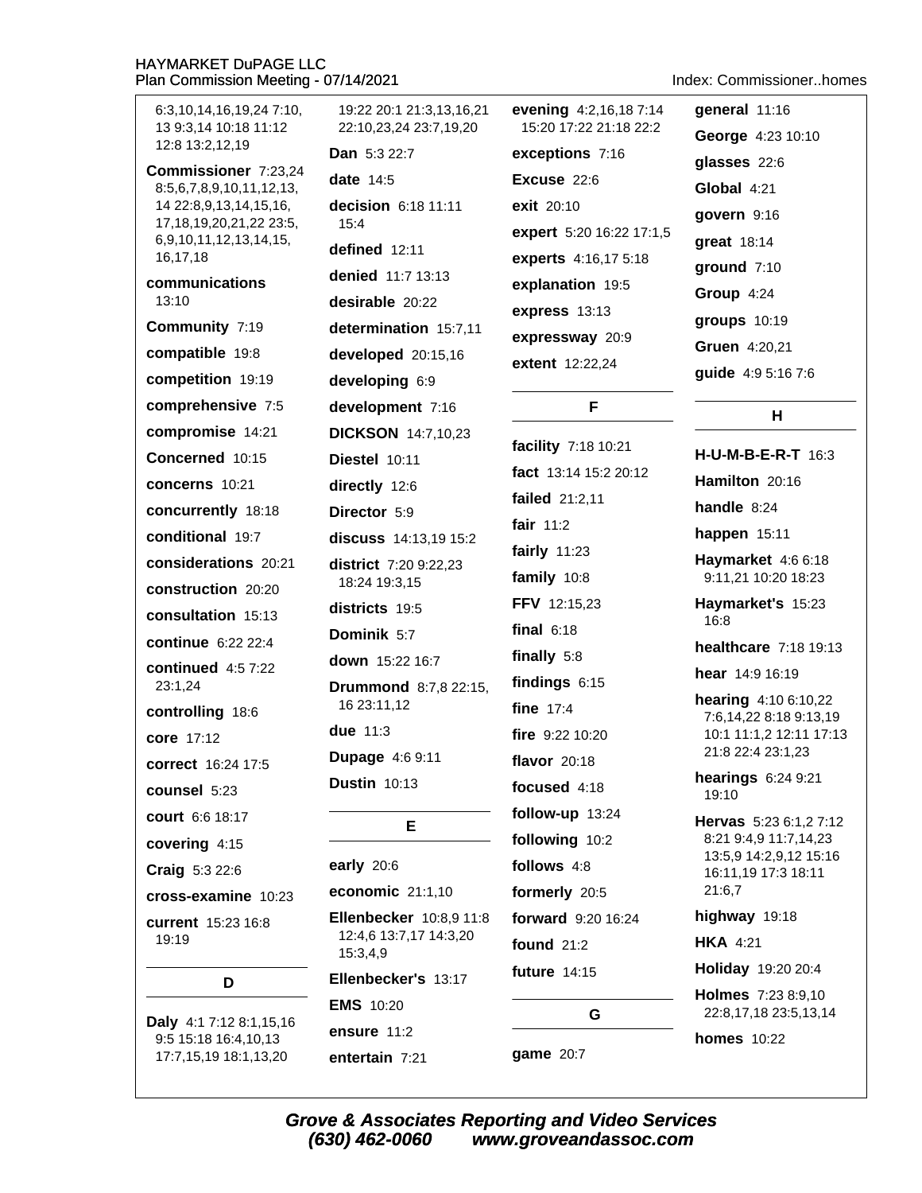6:3,10,14,16,19,24 7:10, 13 9:3,14 10:18 11:12 12:8 13:2,12,19

**Commissioner** 7:23,24 8:5,6,7,8,9,10,11,12,13, 14 22:8,9,13,14,15,16, 17,18,19,20,21,22 23:5, 6,9,10,11,12,13,14,15, 16,17,18

**communications** 13:10

**Community** 7:19

**compatible** 19:8

**competition** 19:19

**comprehensive** 7:5

**compromise** 14:21

**Concerned** 10:15

**concerns** 10:21

**concurrently** 18:18

**conditional** 19:7

**considerations** 20:21

**construction** 20:20

**consultation** 15:13

**continue** 6:22 22:4

**continued** 4:5 7:22 23:1,24

**controlling** 18:6

**core** 17:12

**correct** 16:24 17:5

**counsel** 5:23

**court** 6:6 18:17

**covering** 4:15

**Craig** 5:3 22:6

**cross-examine** 10:23

**current** 15:23 16:8 19:19

## D

**Daly** 4:1 7:12 8:1,15,16 9:5 15:18 16:4,10,13 17:7,15,19 18:1,13,20 19:22 20:1 21:3,13,16,21 22:10,23,24 23:7,19,20

**Dan** 5:3 22:7

**date** 14:5

**decision** 6:18 11:11 15:4

**defined** 12:11

**denied** 11:7 13:13

**desirable** 20:22

**determination** 15:7,11

**developed** 20:15,16

**developing** 6:9

**development** 7:16

**DICKSON** 14:7,10,23

**Diestel** 10:11

**directly** 12:6

**Director** 5:9

**discuss** 14:13,19 15:2

**district** 7:20 9:22,23 18:24 19:3,15

**districts** 19:5

**Dominik** 5:7

**down** 15:22 16:7

**Drummond** 8:7,8 22:15, 16 23:11,12

**due** 11:3

**Dupage** 4:6 9:11

**Dustin** 10:13

## E

**early** 20:6

**economic** 21:1,10

**Ellenbecker** 10:8,9 11:8 12:4,6 13:7,17 14:3,20 15:3,4,9

**Ellenbecker's** 13:17

**EMS** 10:20

**ensure** 11:2

**entertain** 7:21

**evening** 4:2,16,18 7:14 15:20 17:22 21:18 22:2

**exceptions** 7:16

**Excuse** 22:6

**exit** 20:10

**expert** 5:20 16:22 17:1,5

**experts** 4:16,17 5:18

**explanation** 19:5

**express** 13:13

**expressway** 20:9

**extent** 12:22,24

## F

**facility** 7:18 10:21

**fact** 13:14 15:2 20:12

**failed** 21:2,11

**fair** 11:2

**fairly** 11:23

**family** 10:8

**FFV** 12:15,23

**final** 6:18

**finally** 5:8

**findings** 6:15

**fine** 17:4

**fire** 9:22 10:20

**flavor** 20:18

**focused** 4:18

**follow-up** 13:24

**following** 10:2

**follows** 4:8

**formerly** 20:5

**forward** 9:20 16:24

**found** 21:2

**future** 14:15

## G

**game** 20:7

**general** 11:16

**George** 4:23 10:10

**glasses** 22:6

**Global** 4:21

**govern** 9:16

**great** 18:14

**ground** 7:10

**Group** 4:24

**groups** 10:19

**Gruen** 4:20,21

**guide** 4:9 5:16 7:6

## H

**H-U-M-B-E-R-T** 16:3

**Hamilton** 20:16

**handle** 8:24

**happen** 15:11

**Haymarket** 4:6 6:18 9:11,21 10:20 18:23

**Haymarket's** 15:23 16:8

**healthcare** 7:18 19:13

**hear** 14:9 16:19

**hearing** 4:10 6:10,22 7:6,14,22 8:18 9:13,19 10:1 11:1,2 12:11 17:13 21:8 22:4 23:1,23

**hearings** 6:24 9:21 19:10

**Hervas** 5:23 6:1,2 7:12 8:21 9:4,9 11:7,14,23 13:5,9 14:2,9,12 15:16 16:11,19 17:3 18:11 21:6,7

**highway** 19:18

**HKA** 4:21

**Holiday** 19:20 20:4

**Holmes** 7:23 8:9,10 22:8,17,18 23:5,13,14

**homes** 10:22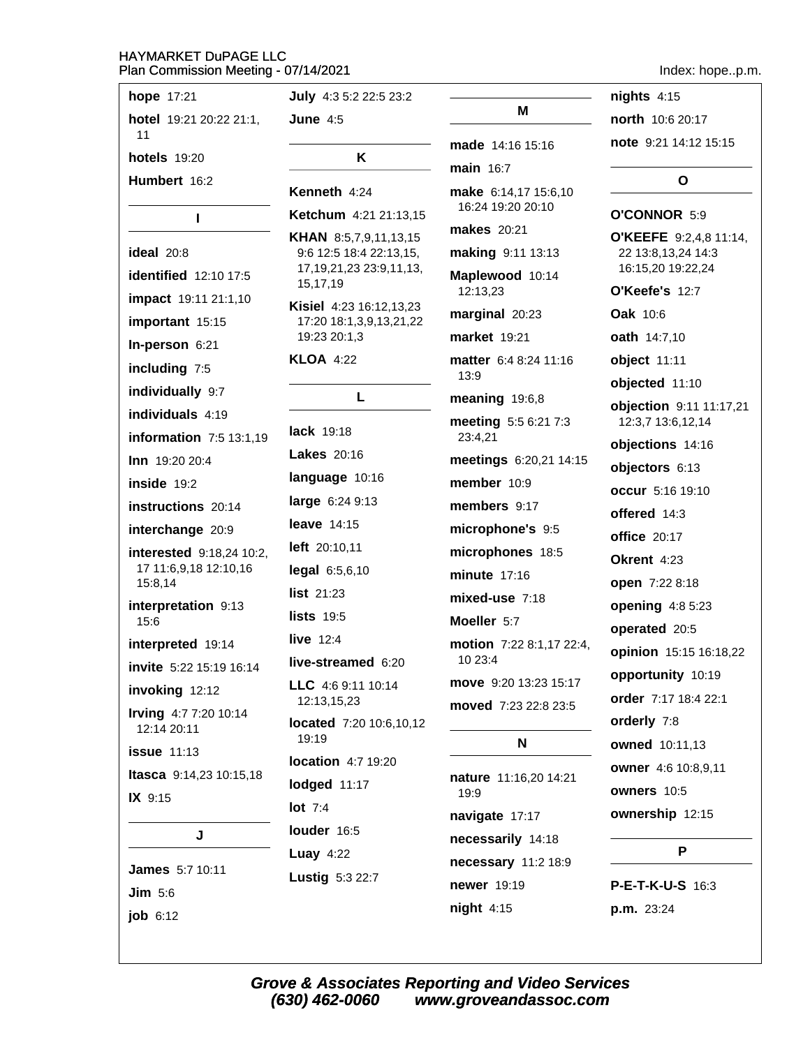**hope** 17:21

**hotel** 19:21 20:22 21:1, 11

**hotels** 19:20

**Humbert** 16:2

## I

**ideal** 20:8

**identified** 12:10 17:5

**impact** 19:11 21:1,10

**important** 15:15

**In-person** 6:21

**including** 7:5

**individually** 9:7

**individuals** 4:19

**information** 7:5 13:1,19

**Inn** 19:20 20:4

**inside** 19:2

**instructions** 20:14

**interchange** 20:9

**interested** 9:18,24 10:2, 17 11:6,9,18 12:10,16 15:8,14

**interpretation** 9:13 15:6

**interpreted** 19:14

**invite** 5:22 15:19 16:14

**invoking** 12:12

**Irving** 4:7 7:20 10:14 12:14 20:11

**issue** 11:13

**Itasca** 9:14,23 10:15,18

**IX** 9:15

## J

**James** 5:7 10:11

**Jim** 5:6

**job** 6:12

**July** 4:3 5:2 22:5 23:2

**June** 4:5

## K

**Kenneth** 4:24

**Ketchum** 4:21 21:13,15

**KHAN** 8:5,7,9,11,13,15 9:6 12:5 18:4 22:13,15, 17,19,21,23 23:9,11,13, 15,17,19

**Kisiel** 4:23 16:12,13,23 17:20 18:1,3,9,13,21,22 19:23 20:1,3

**KLOA** 4:22

## L

**lack** 19:18

**Lakes** 20:16

**language** 10:16

**large** 6:24 9:13

**leave** 14:15

**left** 20:10,11

**legal** 6:5,6,10

**list** 21:23

**lists** 19:5

**live** 12:4

**live-streamed** 6:20

**LLC** 4:6 9:11 10:14 12:13,15,23

**located** 7:20 10:6,10,12 19:19

**location** 4:7 19:20

**lodged** 11:17

**lot** 7:4

**louder** 16:5

**Luay** 4:22

**Lustig** 5:3 22:7

## M

**made** 14:16 15:16

**main** 16:7

**make** 6:14,17 15:6,10 16:24 19:20 20:10

**makes** 20:21

**making** 9:11 13:13

**Maplewood** 10:14 12:13,23

**marginal** 20:23

**market** 19:21

**matter** 6:4 8:24 11:16 13:9

**meaning** 19:6,8

**meeting** 5:5 6:21 7:3 23:4,21

**meetings** 6:20,21 14:15

**member** 10:9

**members** 9:17

**microphone's** 9:5

**microphones** 18:5

**minute** 17:16

**mixed-use** 7:18

**Moeller** 5:7

**motion** 7:22 8:1,17 22:4, 10 23:4

**move** 9:20 13:23 15:17

**moved** 7:23 22:8 23:5

## N

**nature** 11:16,20 14:21 19:9

**navigate** 17:17

**necessarily** 14:18

**necessary** 11:2 18:9

**newer** 19:19

**night** 4:15

**nights** 4:15

**north** 10:6 20:17

**note** 9:21 14:12 15:15

## O

**O'CONNOR** 5:9

**O'KEEFE** 9:2,4,8 11:14, 22 13:8,13,24 14:3 16:15,20 19:22,24

**O'Keefe's** 12:7

**Oak** 10:6

**oath** 14:7,10

**object** 11:11

**objected** 11:10

**objection** 9:11 11:17,21 12:3,7 13:6,12,14

**objections** 14:16

**objectors** 6:13

**occur** 5:16 19:10

**offered** 14:3

**office** 20:17

**Okrent** 4:23

**open** 7:22 8:18

**opening** 4:8 5:23

**operated** 20:5

**opinion** 15:15 16:18,22

**opportunity** 10:19

**order** 7:17 18:4 22:1

**orderly** 7:8

**owned** 10:11,13

**owner** 4:6 10:8,9,11

**owners** 10:5

**ownership** 12:15

## P

**P-E-T-K-U-S** 16:3

**p.m.** 23:24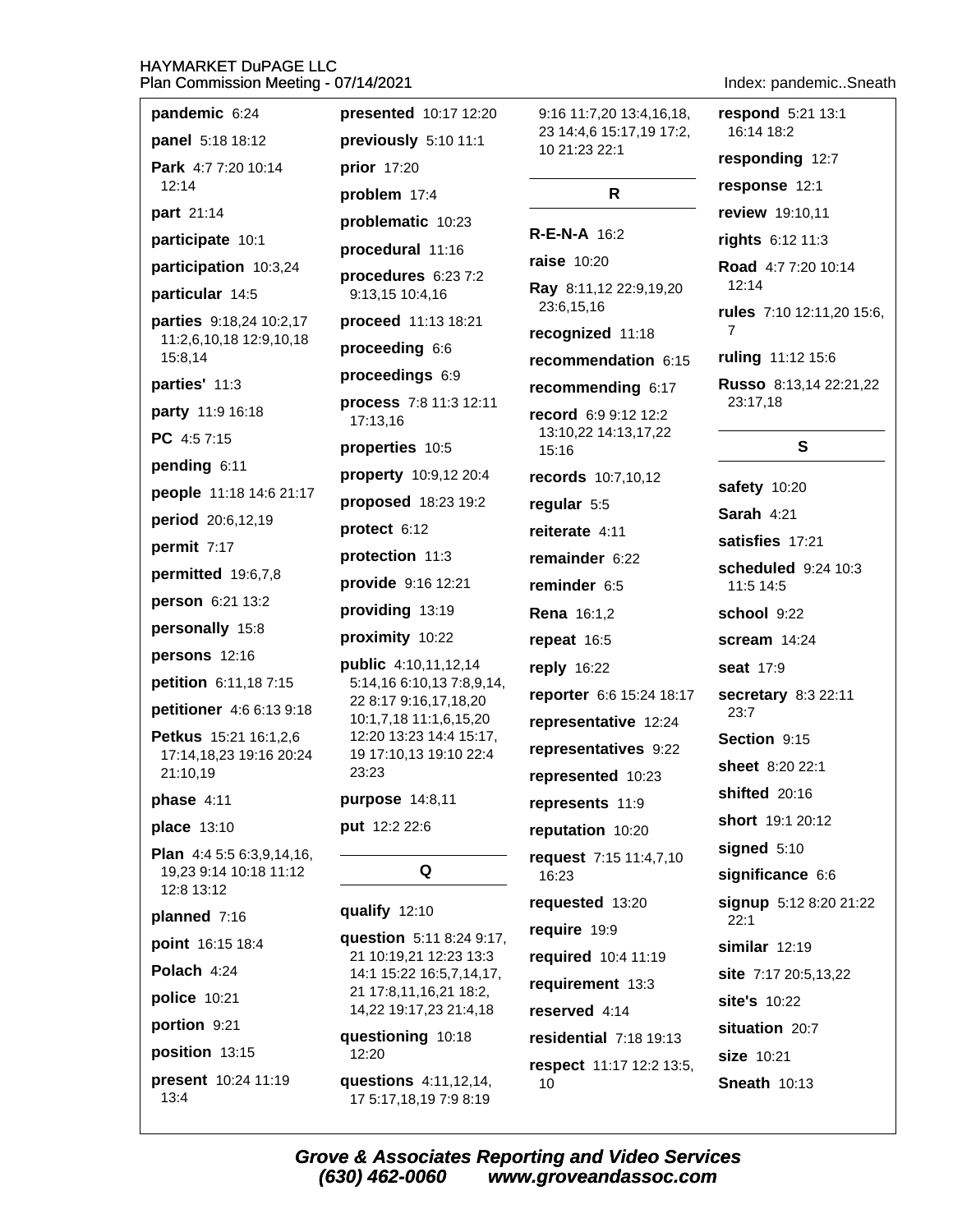**pandemic** 6:24

**panel** 5:18 18:12

**Park** 4:7 7:20 10:14 12:14

**part** 21:14

**participate** 10:1

**participation** 10:3,24

**particular** 14:5

**parties** 9:18,24 10:2,17 11:2,6,10,18 12:9,10,18 15:8,14

**parties'** 11:3

**party** 11:9 16:18

**PC** 4:5 7:15

**pending** 6:11

**people** 11:18 14:6 21:17

**period** 20:6,12,19

**permit** 7:17

**permitted** 19:6,7,8

**person** 6:21 13:2

**personally** 15:8

**persons** 12:16

**petition** 6:11,18 7:15

**petitioner** 4:6 6:13 9:18

**Petkus** 15:21 16:1,2,6 17:14,18,23 19:16 20:24 21:10,19

**phase** 4:11

**place** 13:10

**Plan** 4:4 5:5 6:3,9,14,16, 19,23 9:14 10:18 11:12 12:8 13:12

**planned** 7:16

**point** 16:15 18:4

**Polach** 4:24

**police** 10:21

**portion** 9:21

**position** 13:15

**present** 10:24 11:19 13:4

**presented** 10:17 12:20

**previously** 5:10 11:1

**prior** 17:20

**problem** 17:4

**problematic** 10:23

**procedural** 11:16

**procedures** 6:23 7:2 9:13,15 10:4,16

**proceed** 11:13 18:21

**proceeding** 6:6

**proceedings** 6:9

**process** 7:8 11:3 12:11 17:13,16

**properties** 10:5

**property** 10:9,12 20:4

**proposed** 18:23 19:2

**protect** 6:12

**protection** 11:3

**provide** 9:16 12:21

**providing** 13:19

**proximity** 10:22

**public** 4:10,11,12,14 5:14,16 6:10,13 7:8,9,14, 22 8:17 9:16,17,18,20 10:1,7,18 11:1,6,15,20 12:20 13:23 14:4 15:17, 19 17:10,13 19:10 22:4 23:23

**purpose** 14:8,11

**put** 12:2 22:6

## Q

**qualify** 12:10

**question** 5:11 8:24 9:17, 21 10:19,21 12:23 13:3 14:1 15:22 16:5,7,14,17, 21 17:8,11,16,21 18:2, 14,22 19:17,23 21:4,18

**questioning** 10:18 12:20

**questions** 4:11,12,14, 17 5:17,18,19 7:9 8:19 9:16 11:7,20 13:4,16,18, 23 14:4,6 15:17,19 17:2, 10 21:23 22:1

## R

**R-E-N-A** 16:2

**raise** 10:20

**Ray** 8:11,12 22:9,19,20 23:6,15,16

**recognized** 11:18

**recommendation** 6:15

**recommending** 6:17

**record** 6:9 9:12 12:2 13:10,22 14:13,17,22 15:16

**records** 10:7,10,12

**regular** 5:5

**reiterate** 4:11

**remainder** 6:22

**reminder** 6:5

**Rena** 16:1,2

**repeat** 16:5

**reply** 16:22

**reporter** 6:6 15:24 18:17

**representative** 12:24

**representatives** 9:22

**represented** 10:23

**represents** 11:9

**reputation** 10:20

**request** 7:15 11:4,7,10 16:23

**requested** 13:20

**require** 19:9

**required** 10:4 11:19

**requirement** 13:3

**reserved** 4:14

**residential** 7:18 19:13

**respect** 11:17 12:2 13:5, 10

**respond** 5:21 13:1 16:14 18:2

**responding** 12:7

**response** 12:1

**review** 19:10,11

**rights** 6:12 11:3

**Road** 4:7 7:20 10:14 12:14

**rules** 7:10 12:11,20 15:6, 7

**ruling** 11:12 15:6

**Russo** 8:13,14 22:21,22 23:17,18

## S

**safety** 10:20

**Sarah** 4:21

**satisfies** 17:21

**scheduled** 9:24 10:3 11:5 14:5

**school** 9:22

**scream** 14:24

**seat** 17:9

**secretary** 8:3 22:11 23:7

**Section** 9:15

**sheet** 8:20 22:1

**shifted** 20:16

**short** 19:1 20:12

**signed** 5:10

**significance** 6:6

**signup** 5:12 8:20 21:22 22:1

**similar** 12:19

**site** 7:17 20:5,13,22

**site's** 10:22

**situation** 20:7

**size** 10:21

**Sneath** 10:13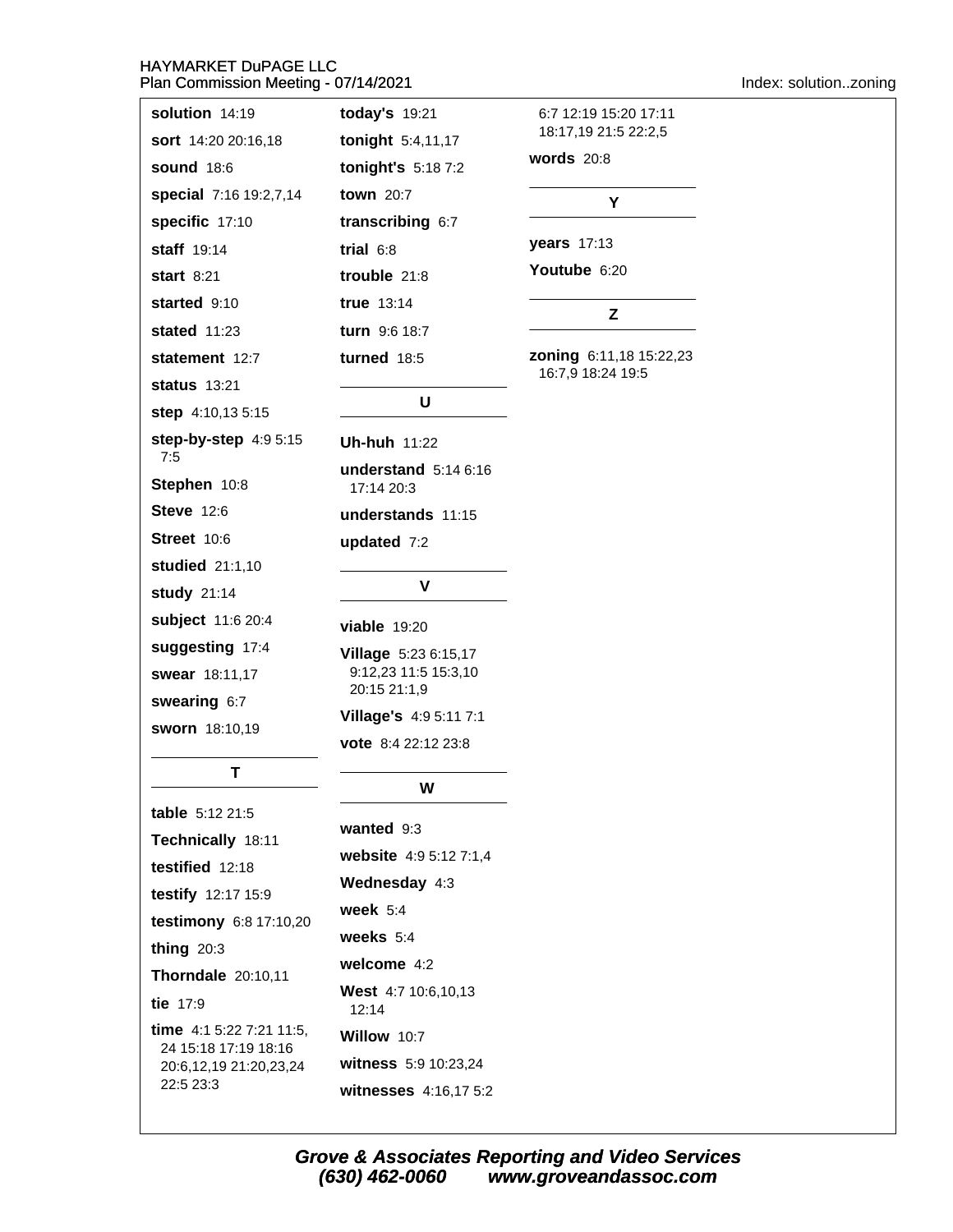**solution** 14:19

**sort** 14:20 20:16,18

**sound** 18:6

**special** 7:16 19:2,7,14

**specific** 17:10

**staff** 19:14

**start** 8:21

**started** 9:10

**stated** 11:23

**statement** 12:7

**status** 13:21

**step** 4:10,13 5:15

**step-by-step** 4:9 5:15 7:5

**Stephen** 10:8

**Steve** 12:6

**Street** 10:6

**studied** 21:1,10

**study** 21:14

**subject** 11:6 20:4

**suggesting** 17:4

**swear** 18:11,17

**swearing** 6:7

**sworn** 18:10,19

## T

**table** 5:12 21:5

**Technically** 18:11

**testified** 12:18

**testify** 12:17 15:9

**testimony** 6:8 17:10,20

**thing** 20:3

**Thorndale** 20:10,11

**tie** 17:9

**time** 4:1 5:22 7:21 11:5, 24 15:18 17:19 18:16 20:6,12,19 21:20,23,24 22:5 23:3

**today's** 19:21

**tonight** 5:4,11,17

**tonight's** 5:18 7:2

**town** 20:7

**transcribing** 6:7

**trial** 6:8

**trouble** 21:8

**true** 13:14

**turn** 9:6 18:7

**turned** 18:5

## U

**Uh-huh** 11:22

**understand** 5:14 6:16 17:14 20:3

**understands** 11:15

**updated** 7:2

## V

**viable** 19:20

**Village** 5:23 6:15,17 9:12,23 11:5 15:3,10 20:15 21:1,9

**Village's** 4:9 5:11 7:1

**vote** 8:4 22:12 23:8

## W

**wanted** 9:3

**website** 4:9 5:12 7:1,4

**Wednesday** 4:3

**week** 5:4

**weeks** 5:4

**welcome** 4:2

**West** 4:7 10:6,10,13 12:14

**Willow** 10:7

**witness** 5:9 10:23,24

**witnesses** 4:16,17 5:2 6:7 12:19 15:20 17:11 18:17,19 21:5 22:2,5

**words** 20:8

## Y

**years** 17:13

**Youtube** 6:20

## Z

**zoning** 6:11,18 15:22,23 16:7,9 18:24 19:5